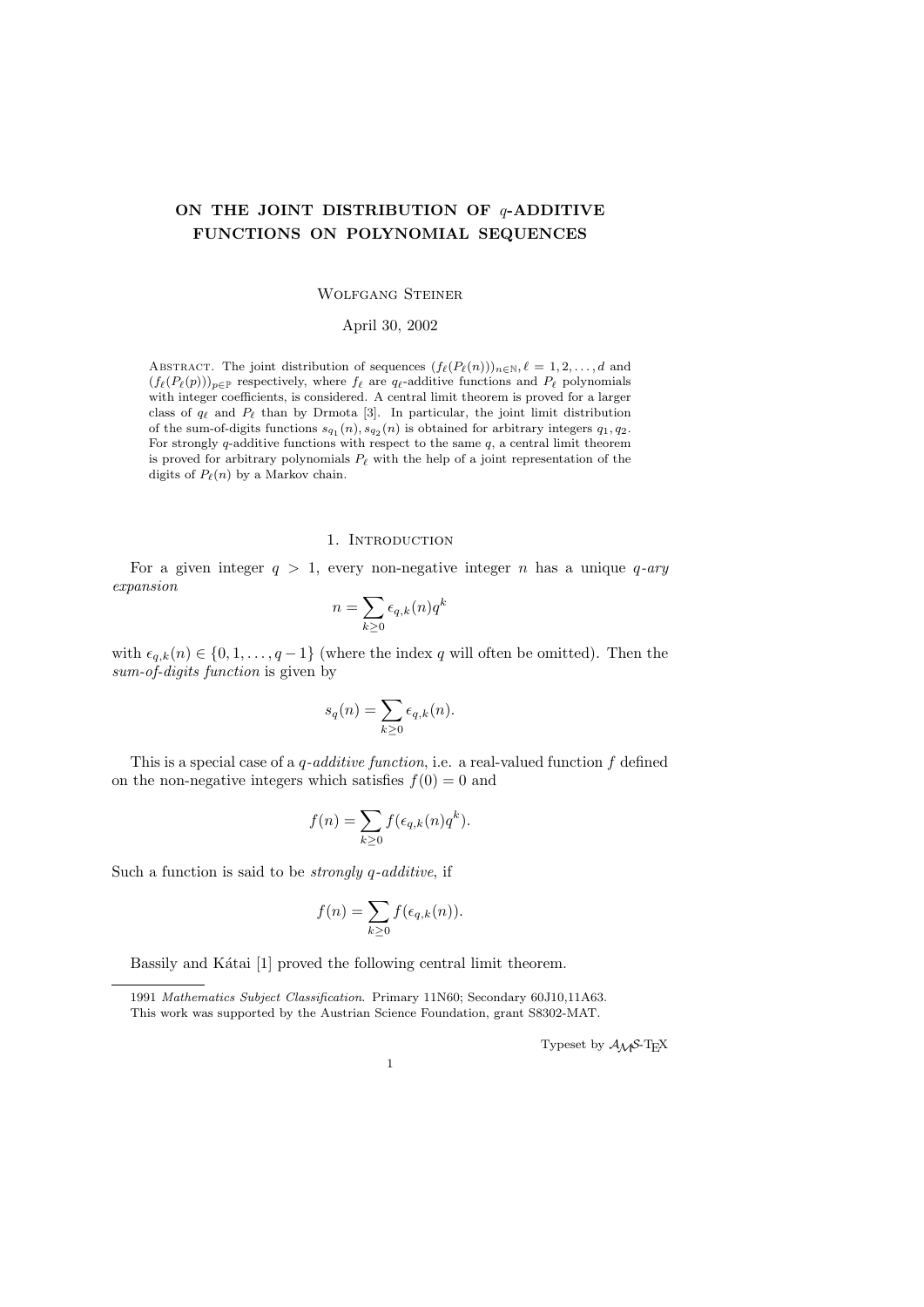# ON THE JOINT DISTRIBUTION OF $q$-ADDITIVE FUNCTIONS ON POLYNOMIAL SEQUENCES

Wolfgang Steiner

April 30, 2002

Abstract. The joint distribution of sequences $(f_\ell(P_\ell(n)))_{n\in\mathbb{N}}, \ell = 1, 2, \dots, d$ and $(f_\ell(P_\ell(p)))_{p\in\mathbb{P}}$ respectively, where $f_\ell$ are $q_\ell$-additive functions and $P_\ell$ polynomials with integer coefficients, is considered. A central limit theorem is proved for a larger class of $q_\ell$ and $P_\ell$ than by Drmota [3]. In particular, the joint limit distribution of the sum-of-digits functions $s_{q_1}(n), s_{q_2}(n)$ is obtained for arbitrary integers $q_1, q_2$. For strongly $q$-additive functions with respect to the same $q$, a central limit theorem is proved for arbitrary polynomials $P_\ell$ with the help of a joint representation of the digits of $P_\ell(n)$ by a Markov chain.

## 1. Introduction

For a given integer $q > 1$, every non-negative integer $n$ has a unique *$q$-ary expansion*

$$n = \sum_{k\geq 0} \epsilon_{q,k}(n) q^k$$

with $\epsilon_{q,k}(n) \in \{0, 1, \dots, q-1\}$ (where the index $q$ will often be omitted). Then the *sum-of-digits function* is given by

$$s_q(n) = \sum_{k\geq 0} \epsilon_{q,k}(n).$$

This is a special case of a *$q$-additive function*, i.e. a real-valued function $f$ defined on the non-negative integers which satisfies $f(0) = 0$ and

$$f(n) = \sum_{k\geq 0} f(\epsilon_{q,k}(n) q^k).$$

Such a function is said to be *strongly $q$-additive*, if

$$f(n) = \sum_{k\geq 0} f(\epsilon_{q,k}(n)).$$

Bassily and Kátai [1] proved the following central limit theorem.

---

1991 *Mathematics Subject Classification.* Primary 11N60; Secondary 60J10,11A63.

This work was supported by the Austrian Science Foundation, grant S8302-MAT.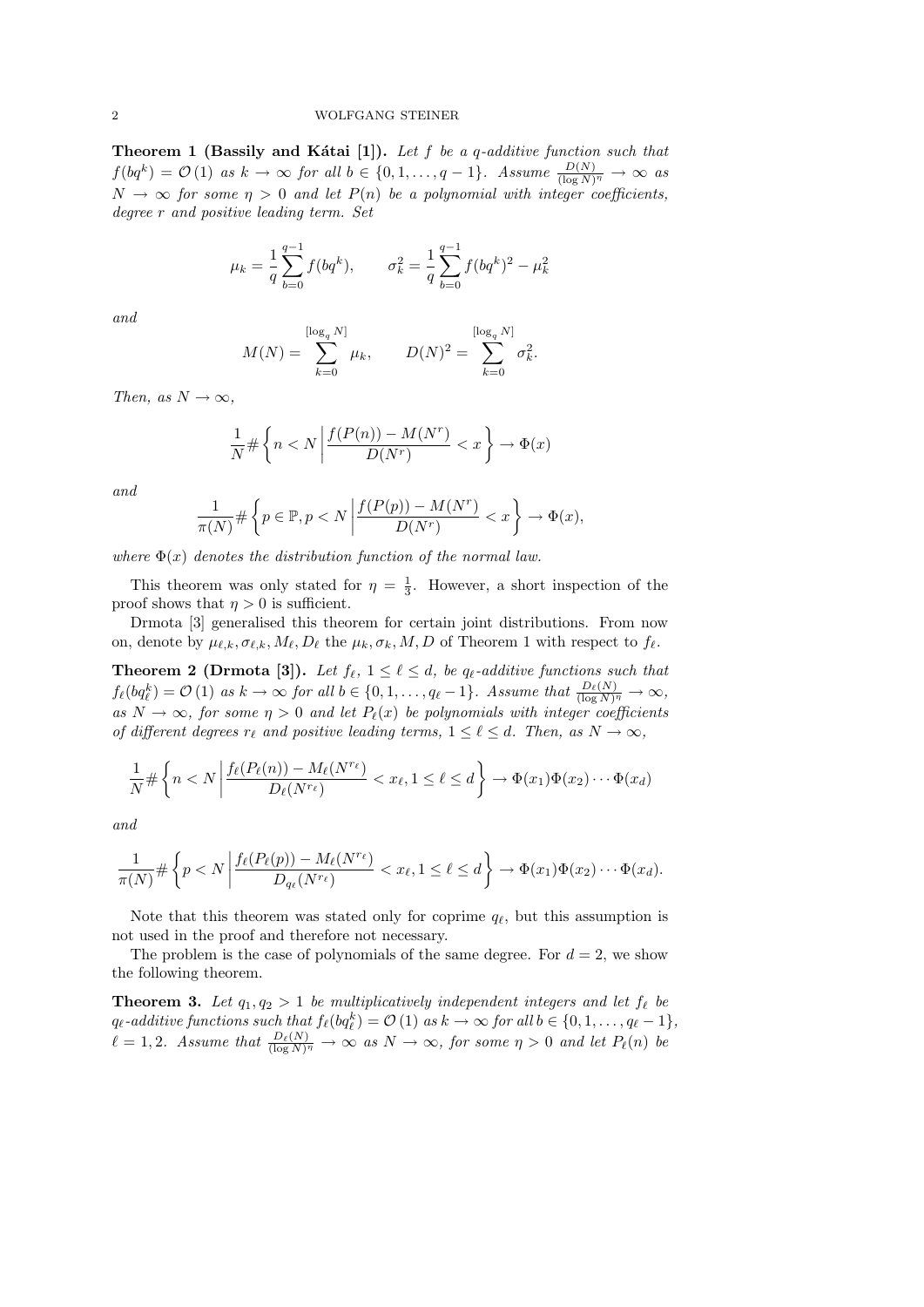**Theorem 1 (Bassily and Kátai [1]).** *Let $f$ be a $q$-additive function such that $f(bq^k) = \mathcal{O}(1)$ as $k \to \infty$ for all $b \in \{0, 1, \ldots, q-1\}$. Assume $\frac{D(N)}{(\log N)^\eta} \to \infty$ as $N \to \infty$ for some $\eta > 0$ and let $P(n)$ be a polynomial with integer coefficients, degree $r$ and positive leading term. Set*

$$\mu_k = \frac{1}{q} \sum_{b=0}^{q-1} f(bq^k), \qquad \sigma_k^2 = \frac{1}{q} \sum_{b=0}^{q-1} f(bq^k)^2 - \mu_k^2$$

*and*

$$M(N) = \sum_{k=0}^{[\log_q N]} \mu_k, \qquad D(N)^2 = \sum_{k=0}^{[\log_q N]} \sigma_k^2.$$

*Then, as $N \to \infty$,*

$$\frac{1}{N} \# \left\{ n < N \,\middle|\, \frac{f(P(n)) - M(N^r)}{D(N^r)} < x \right\} \to \Phi(x)$$

*and*

$$\frac{1}{\pi(N)} \# \left\{ p \in \mathbb{P}, p < N \,\middle|\, \frac{f(P(p)) - M(N^r)}{D(N^r)} < x \right\} \to \Phi(x),$$

*where $\Phi(x)$ denotes the distribution function of the normal law.*

This theorem was only stated for $\eta = \frac{1}{3}$. However, a short inspection of the proof shows that $\eta > 0$ is sufficient.

Drmota [3] generalised this theorem for certain joint distributions. From now on, denote by $\mu_{\ell,k}, \sigma_{\ell,k}, M_\ell, D_\ell$ the $\mu_k, \sigma_k, M, D$ of Theorem 1 with respect to $f_\ell$.

**Theorem 2 (Drmota [3]).** *Let $f_\ell$, $1 \le \ell \le d$, be $q_\ell$-additive functions such that $f_\ell(bq_\ell^k) = \mathcal{O}(1)$ as $k \to \infty$ for all $b \in \{0, 1, \ldots, q_\ell - 1\}$. Assume that $\frac{D_\ell(N)}{(\log N)^\eta} \to \infty$, as $N \to \infty$, for some $\eta > 0$ and let $P_\ell(x)$ be polynomials with integer coefficients of different degrees $r_\ell$ and positive leading terms, $1 \le \ell \le d$. Then, as $N \to \infty$,*

$$\frac{1}{N} \# \left\{ n < N \,\middle|\, \frac{f_\ell(P_\ell(n)) - M_\ell(N^{r_\ell})}{D_\ell(N^{r_\ell})} < x_\ell, 1 \le \ell \le d \right\} \to \Phi(x_1)\Phi(x_2)\cdots\Phi(x_d)$$

*and*

$$\frac{1}{\pi(N)} \# \left\{ p < N \,\middle|\, \frac{f_\ell(P_\ell(p)) - M_\ell(N^{r_\ell})}{D_{q_\ell}(N^{r_\ell})} < x_\ell, 1 \le \ell \le d \right\} \to \Phi(x_1)\Phi(x_2)\cdots\Phi(x_d).$$

Note that this theorem was stated only for coprime $q_\ell$, but this assumption is not used in the proof and therefore not necessary.

The problem is the case of polynomials of the same degree. For $d = 2$, we show the following theorem.

**Theorem 3.** *Let $q_1, q_2 > 1$ be multiplicatively independent integers and let $f_\ell$ be $q_\ell$-additive functions such that $f_\ell(bq_\ell^k) = \mathcal{O}(1)$ as $k \to \infty$ for all $b \in \{0, 1, \ldots, q_\ell - 1\}$, $\ell = 1, 2$. Assume that $\frac{D_\ell(N)}{(\log N)^\eta} \to \infty$ as $N \to \infty$, for some $\eta > 0$ and let $P_\ell(n)$ be*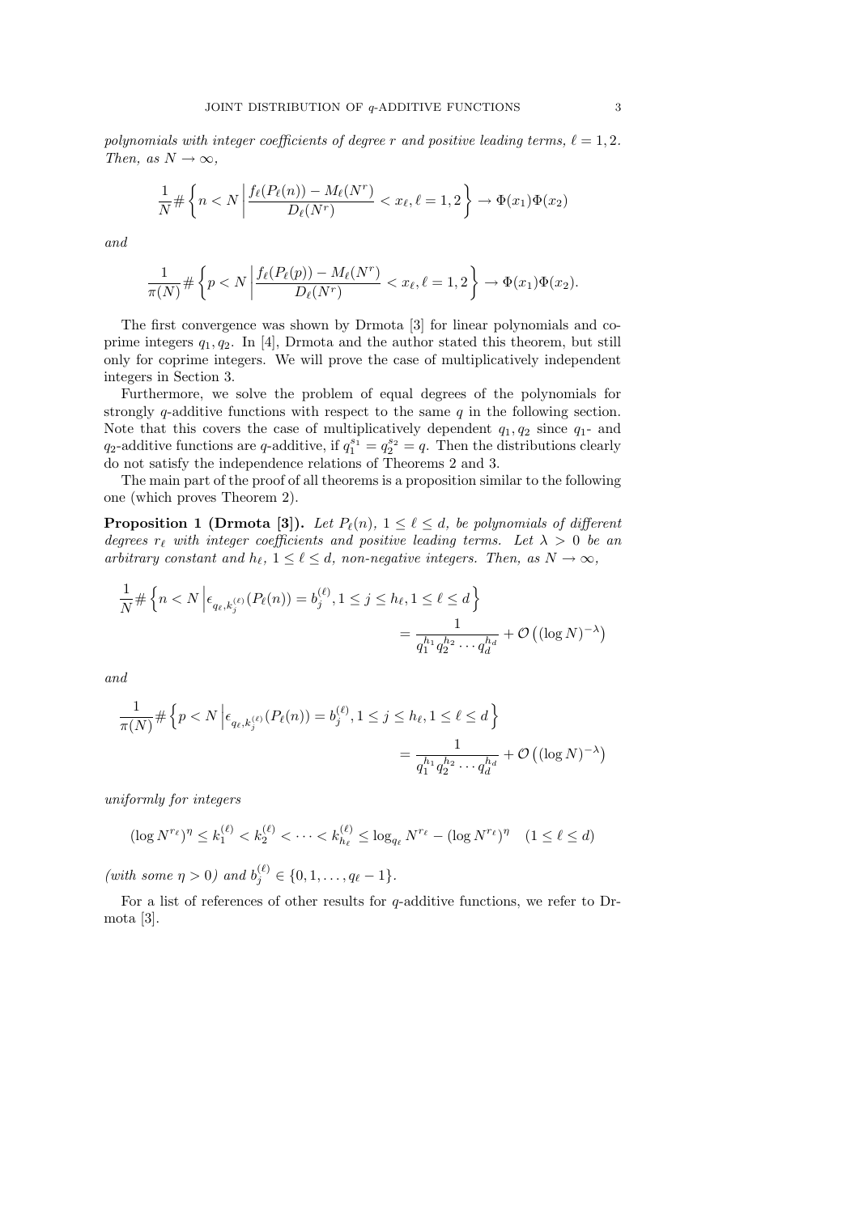*polynomials with integer coefficients of degree $r$ and positive leading terms, $\ell = 1, 2$. Then, as $N \to \infty$,*

$$\frac{1}{N}\#\left\{ n < N \,\middle|\, \frac{f_\ell(P_\ell(n)) - M_\ell(N^r)}{D_\ell(N^r)} < x_\ell, \ell = 1, 2 \right\} \to \Phi(x_1)\Phi(x_2)$$

*and*

$$\frac{1}{\pi(N)}\#\left\{ p < N \,\middle|\, \frac{f_\ell(P_\ell(p)) - M_\ell(N^r)}{D_\ell(N^r)} < x_\ell, \ell = 1, 2 \right\} \to \Phi(x_1)\Phi(x_2).$$

The first convergence was shown by Drmota [3] for linear polynomials and coprime integers $q_1, q_2$. In [4], Drmota and the author stated this theorem, but still only for coprime integers. We will prove the case of multiplicatively independent integers in Section 3.

Furthermore, we solve the problem of equal degrees of the polynomials for strongly $q$-additive functions with respect to the same $q$ in the following section. Note that this covers the case of multiplicatively dependent $q_1, q_2$ since $q_1$- and $q_2$-additive functions are $q$-additive, if $q_1^{s_1} = q_2^{s_2} = q$. Then the distributions clearly do not satisfy the independence relations of Theorems 2 and 3.

The main part of the proof of all theorems is a proposition similar to the following one (which proves Theorem 2).

**Proposition 1 (Drmota [3]).** *Let $P_\ell(n)$, $1 \le \ell \le d$, be polynomials of different degrees $r_\ell$ with integer coefficients and positive leading terms. Let $\lambda > 0$ be an arbitrary constant and $h_\ell$, $1 \le \ell \le d$, non-negative integers. Then, as $N \to \infty$,*

$$\frac{1}{N}\#\left\{ n < N \,\middle|\, \epsilon_{q_\ell, k_j^{(\ell)}}(P_\ell(n)) = b_j^{(\ell)}, 1 \le j \le h_\ell, 1 \le \ell \le d \right\} = \frac{1}{q_1^{h_1} q_2^{h_2} \cdots q_d^{h_d}} + \mathcal{O}\left((\log N)^{-\lambda}\right)$$

*and*

$$\frac{1}{\pi(N)}\#\left\{ p < N \,\middle|\, \epsilon_{q_\ell, k_j^{(\ell)}}(P_\ell(n)) = b_j^{(\ell)}, 1 \le j \le h_\ell, 1 \le \ell \le d \right\} = \frac{1}{q_1^{h_1} q_2^{h_2} \cdots q_d^{h_d}} + \mathcal{O}\left((\log N)^{-\lambda}\right)$$

*uniformly for integers*

$$(\log N^{r_\ell})^\eta \le k_1^{(\ell)} < k_2^{(\ell)} < \cdots < k_{h_\ell}^{(\ell)} \le \log_{q_\ell} N^{r_\ell} - (\log N^{r_\ell})^\eta \quad (1 \le \ell \le d)$$

*(with some $\eta > 0$) and $b_j^{(\ell)} \in \{0, 1, \ldots, q_\ell - 1\}$.*

For a list of references of other results for $q$-additive functions, we refer to Drmota [3].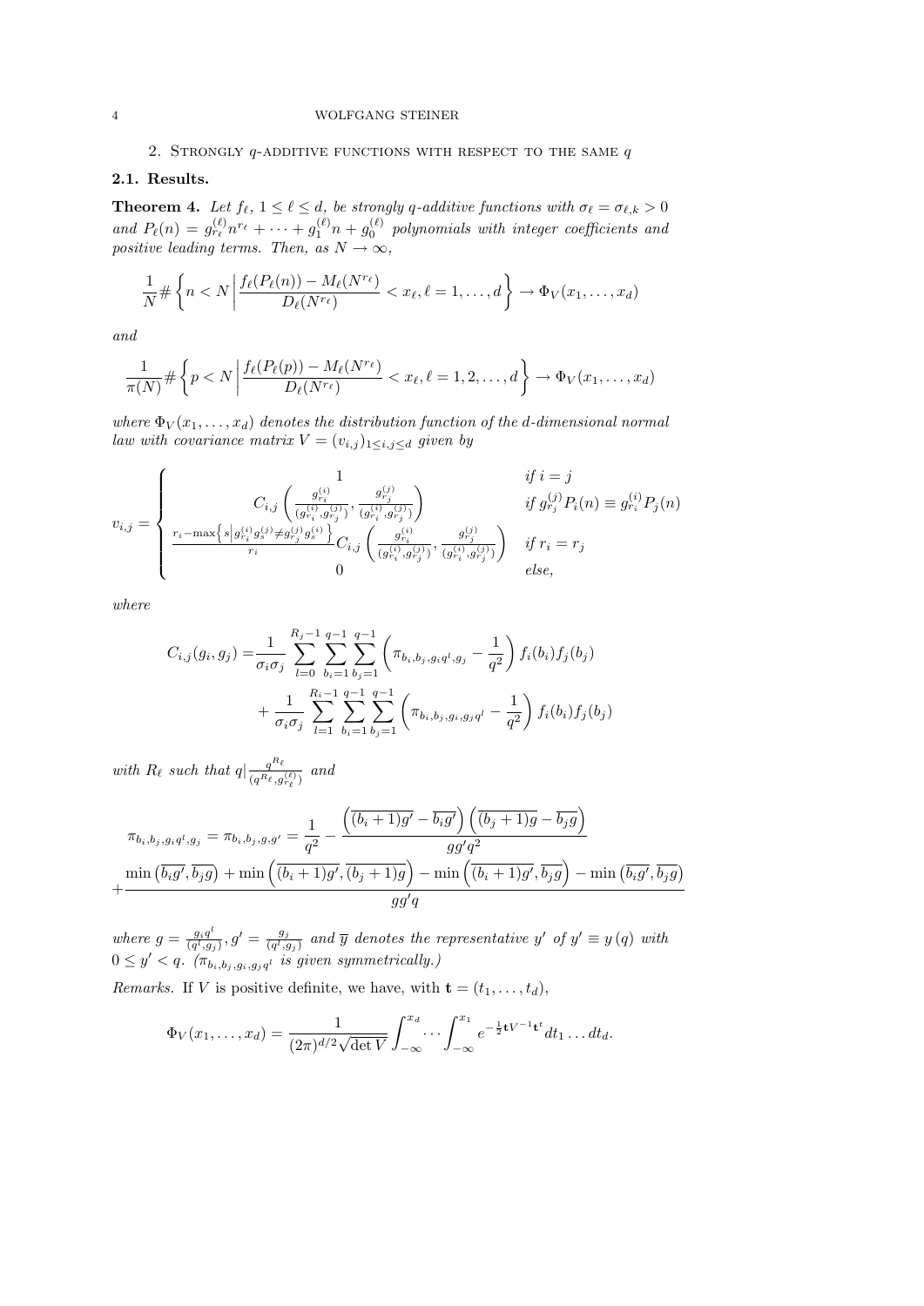## 2. Strongly $q$-additive functions with respect to the same $q$

### 2.1. Results.

**Theorem 4.** *Let $f_\ell$, $1 \le \ell \le d$, be strongly $q$-additive functions with $\sigma_\ell = \sigma_{\ell,k} > 0$ and $P_\ell(n) = g_{r_\ell}^{(\ell)} n^{r_\ell} + \cdots + g_1^{(\ell)} n + g_0^{(\ell)}$ polynomials with integer coefficients and positive leading terms. Then, as $N \to \infty$,*

$$\frac{1}{N} \# \left\{ n < N \,\middle|\, \frac{f_\ell(P_\ell(n)) - M_\ell(N^{r_\ell})}{D_\ell(N^{r_\ell})} < x_\ell, \ell = 1, \ldots, d \right\} \to \Phi_V(x_1, \ldots, x_d)$$

*and*

$$\frac{1}{\pi(N)} \# \left\{ p < N \,\middle|\, \frac{f_\ell(P_\ell(p)) - M_\ell(N^{r_\ell})}{D_\ell(N^{r_\ell})} < x_\ell, \ell = 1, 2, \ldots, d \right\} \to \Phi_V(x_1, \ldots, x_d)$$

*where $\Phi_V(x_1, \ldots, x_d)$ denotes the distribution function of the $d$-dimensional normal law with covariance matrix $V = (v_{i,j})_{1 \le i,j \le d}$ given by*

$$v_{i,j} = \begin{cases} 1 & \text{if } i = j \\ C_{i,j}\left( \frac{g_{r_i}^{(i)}}{(g_{r_i}^{(i)}, g_{r_j}^{(j)})}, \frac{g_{r_j}^{(j)}}{(g_{r_i}^{(i)}, g_{r_j}^{(j)})} \right) & \text{if } g_{r_j}^{(j)} P_i(n) \equiv g_{r_i}^{(i)} P_j(n) \\ \frac{r_i - \max\left\{ s \,\middle|\, g_{r_i}^{(i)} g_s^{(j)} \neq g_{r_j}^{(j)} g_s^{(i)} \right\}}{r_i} C_{i,j}\left( \frac{g_{r_i}^{(i)}}{(g_{r_i}^{(i)}, g_{r_j}^{(j)})}, \frac{g_{r_j}^{(j)}}{(g_{r_i}^{(i)}, g_{r_j}^{(j)})} \right) & \text{if } r_i = r_j \\ 0 & \text{else,} \end{cases}$$

*where*

$$\begin{aligned} C_{i,j}(g_i, g_j) =& \frac{1}{\sigma_i \sigma_j} \sum_{l=0}^{R_j - 1} \sum_{b_i=1}^{q-1} \sum_{b_j=1}^{q-1} \left( \pi_{b_i, b_j, g_i q^l, g_j} - \frac{1}{q^2} \right) f_i(b_i) f_j(b_j) \\ &+ \frac{1}{\sigma_i \sigma_j} \sum_{l=1}^{R_i - 1} \sum_{b_i=1}^{q-1} \sum_{b_j=1}^{q-1} \left( \pi_{b_i, b_j, g_i, g_j q^l} - \frac{1}{q^2} \right) f_i(b_i) f_j(b_j) \end{aligned}$$

*with $R_\ell$ such that $q | \frac{q^{R_\ell}}{(q^{R_\ell}, g_{r_\ell}^{(\ell)})}$ and*

$$\pi_{b_i, b_j, g_i q^l, g_j} = \pi_{b_i, b_j, g, g'} = \frac{1}{q^2} - \frac{\left( \overline{(b_i + 1) g'} - \overline{b_i g'} \right) \left( \overline{(b_j + 1) g} - \overline{b_j g} \right)}{g g' q^2}$$
$$+ \frac{\min\left( \overline{b_i g'}, \overline{b_j g} \right) + \min\left( \overline{(b_i + 1) g'}, \overline{(b_j + 1) g} \right) - \min\left( \overline{(b_i + 1) g'}, \overline{b_j g} \right) - \min\left( \overline{b_i g'}, \overline{b_j g} \right)}{g g' q}$$

*where $g = \frac{g_i q^l}{(q^l, g_j)}$, $g' = \frac{g_j}{(q^l, g_j)}$ and $\overline{y}$ denotes the representative $y'$ of $y' \equiv y \,(q)$ with $0 \le y' < q$. ($\pi_{b_i, b_j, g_i, g_j q^l}$ is given symmetrically.)*

*Remarks.* If $V$ is positive definite, we have, with $\mathbf{t} = (t_1, \ldots, t_d)$,

$$\Phi_V(x_1, \ldots, x_d) = \frac{1}{(2\pi)^{d/2} \sqrt{\det V}} \int_{-\infty}^{x_d} \cdots \int_{-\infty}^{x_1} e^{-\frac{1}{2} \mathbf{t} V^{-1} \mathbf{t}^t} dt_1 \ldots dt_d.$$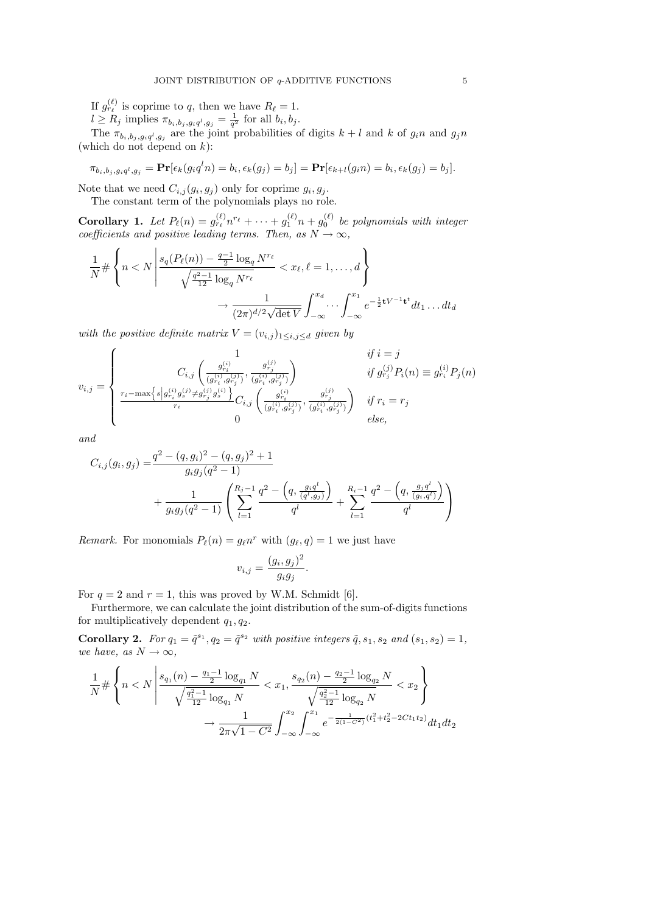If $g_{r_\ell}^{(\ell)}$ is coprime to $q$, then we have $R_\ell = 1$.

$l \geq R_j$ implies $\pi_{b_i,b_j,g_iq^l,g_j} = \frac{1}{q^2}$ for all $b_i, b_j$.

The $\pi_{b_i,b_j,g_iq^l,g_j}$ are the joint probabilities of digits $k+l$ and $k$ of $g_in$ and $g_jn$ (which do not depend on $k$):

$$\pi_{b_i,b_j,g_iq^l,g_j} = \mathbf{Pr}[\epsilon_k(g_iq^ln) = b_i, \epsilon_k(g_j) = b_j] = \mathbf{Pr}[\epsilon_{k+l}(g_in) = b_i, \epsilon_k(g_j) = b_j].$$

Note that we need $C_{i,j}(g_i, g_j)$ only for coprime $g_i, g_j$.

The constant term of the polynomials plays no role.

**Corollary 1.** *Let $P_\ell(n) = g_{r_\ell}^{(\ell)}n^{r_\ell} + \cdots + g_1^{(\ell)}n + g_0^{(\ell)}$ be polynomials with integer coefficients and positive leading terms. Then, as $N \to \infty$,*

$$\frac{1}{N}\#\left\{n < N \,\middle|\, \frac{s_q(P_\ell(n)) - \frac{q-1}{2}\log_q N^{r_\ell}}{\sqrt{\frac{q^2-1}{12}\log_q N^{r_\ell}}} < x_\ell, \ell = 1, \ldots, d\right\} \to \frac{1}{(2\pi)^{d/2}\sqrt{\det V}}\int_{-\infty}^{x_d}\cdots\int_{-\infty}^{x_1} e^{-\frac{1}{2}\mathbf{t}V^{-1}\mathbf{t}^t}dt_1\ldots dt_d$$

*with the positive definite matrix $V = (v_{i,j})_{1\leq i,j\leq d}$ given by*

$$v_{i,j} = \begin{cases} 1 & \text{if } i = j \\ C_{i,j}\left(\frac{g_{r_i}^{(i)}}{(g_{r_i}^{(i)},g_{r_j}^{(j)})}, \frac{g_{r_j}^{(j)}}{(g_{r_i}^{(i)},g_{r_j}^{(j)})}\right) & \text{if } g_{r_j}^{(j)}P_i(n) \equiv g_{r_i}^{(i)}P_j(n) \\ \frac{r_i - \max\left\{s \,\middle|\, g_{r_i}^{(i)}g_s^{(j)} \neq g_{r_j}^{(j)}g_s^{(i)}\right\}}{r_i}C_{i,j}\left(\frac{g_{r_i}^{(i)}}{(g_{r_i}^{(i)},g_{r_j}^{(j)})}, \frac{g_{r_j}^{(j)}}{(g_{r_i}^{(i)},g_{r_j}^{(j)})}\right) & \text{if } r_i = r_j \\ 0 & \text{else,} \end{cases}$$

*and*

$$C_{i,j}(g_i, g_j) = \frac{q^2 - (q, g_i)^2 - (q, g_j)^2 + 1}{g_ig_j(q^2-1)} + \frac{1}{g_ig_j(q^2-1)}\left(\sum_{l=1}^{R_j-1}\frac{q^2 - \left(q, \frac{g_iq^l}{(q^l,g_j)}\right)}{q^l} + \sum_{l=1}^{R_i-1}\frac{q^2 - \left(q, \frac{g_jq^l}{(g_i,q^l)}\right)}{q^l}\right)$$

*Remark.* For monomials $P_\ell(n) = g_\ell n^r$ with $(g_\ell, q) = 1$ we just have

$$v_{i,j} = \frac{(g_i, g_j)^2}{g_ig_j}.$$

For $q = 2$ and $r = 1$, this was proved by W.M. Schmidt [6].

Furthermore, we can calculate the joint distribution of the sum-of-digits functions for multiplicatively dependent $q_1, q_2$.

**Corollary 2.** *For $q_1 = \tilde{q}^{s_1}, q_2 = \tilde{q}^{s_2}$ with positive integers $\tilde{q}, s_1, s_2$ and $(s_1, s_2) = 1$, we have, as $N \to \infty$,*

$$\frac{1}{N}\#\left\{n < N \,\middle|\, \frac{s_{q_1}(n) - \frac{q_1-1}{2}\log_{q_1}N}{\sqrt{\frac{q_1^2-1}{12}\log_{q_1}N}} < x_1, \frac{s_{q_2}(n) - \frac{q_2-1}{2}\log_{q_2}N}{\sqrt{\frac{q_2^2-1}{12}\log_{q_2}N}} < x_2\right\} \to \frac{1}{2\pi\sqrt{1-C^2}}\int_{-\infty}^{x_2}\int_{-\infty}^{x_1} e^{-\frac{1}{2(1-C^2)}(t_1^2+t_2^2-2Ct_1t_2)}dt_1dt_2$$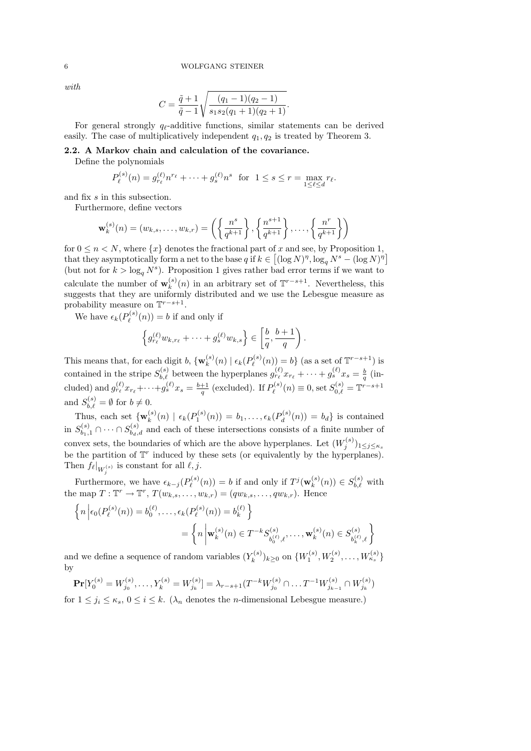*with*

$$C = \frac{\tilde{q}+1}{\tilde{q}-1}\sqrt{\frac{(q_1-1)(q_2-1)}{s_1 s_2 (q_1+1)(q_2+1)}}.$$

For general strongly $q_\ell$-additive functions, similar statements can be derived easily. The case of multiplicatively independent $q_1, q_2$ is treated by Theorem 3.

**2.2. A Markov chain and calculation of the covariance.**

Define the polynomials

$$P_\ell^{(s)}(n) = g_{r_\ell}^{(\ell)} n^{r_\ell} + \cdots + g_s^{(\ell)} n^s \quad \text{for} \quad 1 \le s \le r = \max_{1 \le \ell \le d} r_\ell.$$

and fix $s$ in this subsection.

Furthermore, define vectors

$$\mathbf{w}_k^{(s)}(n) = (w_{k,s}, \ldots, w_{k,r}) = \left( \left\{ \frac{n^s}{q^{k+1}} \right\}, \left\{ \frac{n^{s+1}}{q^{k+1}} \right\}, \ldots, \left\{ \frac{n^r}{q^{k+1}} \right\} \right)$$

for $0 \le n < N$, where $\{x\}$ denotes the fractional part of $x$ and see, by Proposition 1, that they asymptotically form a net to the base $q$ if $k \in \left[(\log N)^\eta, \log_q N^s - (\log N)^\eta\right]$ (but not for $k > \log_q N^s$). Proposition 1 gives rather bad error terms if we want to calculate the number of $\mathbf{w}_k^{(s)}(n)$ in an arbitrary set of $\mathbb{T}^{r-s+1}$. Nevertheless, this suggests that they are uniformly distributed and we use the Lebesgue measure as probability measure on $\mathbb{T}^{r-s+1}$.

We have $\epsilon_k(P_\ell^{(s)}(n)) = b$ if and only if

$$\left\{ g_{r_\ell}^{(\ell)} w_{k,r_\ell} + \cdots + g_s^{(\ell)} w_{k,s} \right\} \in \left[ \frac{b}{q}, \frac{b+1}{q} \right).$$

This means that, for each digit $b$, $\{\mathbf{w}_k^{(s)}(n) \mid \epsilon_k(P_\ell^{(s)}(n)) = b\}$ (as a set of $\mathbb{T}^{r-s+1}$) is contained in the stripe $S_{b,\ell}^{(s)}$ between the hyperplanes $g_{r_\ell}^{(\ell)} x_{r_\ell} + \cdots + g_s^{(\ell)} x_s = \frac{b}{q}$ (included) and $g_{r_\ell}^{(\ell)} x_{r_\ell} + \cdots + g_s^{(\ell)} x_s = \frac{b+1}{q}$ (excluded). If $P_\ell^{(s)}(n) \equiv 0$, set $S_{0,\ell}^{(s)} = \mathbb{T}^{r-s+1}$ and $S_{b,\ell}^{(s)} = \emptyset$ for $b \ne 0$.

Thus, each set $\{\mathbf{w}_k^{(s)}(n) \mid \epsilon_k(P_1^{(s)}(n)) = b_1, \ldots, \epsilon_k(P_d^{(s)}(n)) = b_d\}$ is contained in $S_{b_1,1}^{(s)} \cap \cdots \cap S_{b_d,d}^{(s)}$ and each of these intersections consists of a finite number of convex sets, the boundaries of which are the above hyperplanes. Let $(W_j^{(s)})_{1 \le j \le \kappa_s}$ be the partition of $\mathbb{T}^r$ induced by these sets (or equivalently by the hyperplanes). Then $f_\ell|_{W_j^{(s)}}$ is constant for all $\ell, j$.

Furthermore, we have $\epsilon_{k-j}(P_\ell^{(s)}(n)) = b$ if and only if $T^j(\mathbf{w}_k^{(s)}(n)) \in S_{b,\ell}^{(s)}$ with the map $T : \mathbb{T}^r \to \mathbb{T}^r$, $T(w_{k,s}, \ldots, w_{k,r}) = (qw_{k,s}, \ldots, qw_{k,r})$. Hence

$$\begin{aligned} &\left\{ n \,\middle|\, \epsilon_0(P_\ell^{(s)}(n)) = b_0^{(\ell)}, \ldots, \epsilon_k(P_\ell^{(s)}(n)) = b_k^{(\ell)} \right\} \\ &\qquad = \left\{ n \,\middle|\, \mathbf{w}_k^{(s)}(n) \in T^{-k} S_{b_0^{(\ell)},\ell}^{(s)}, \ldots, \mathbf{w}_k^{(s)}(n) \in S_{b_k^{(\ell)},\ell}^{(s)} \right\} \end{aligned}$$

and we define a sequence of random variables $(Y_k^{(s)})_{k \ge 0}$ on $\{W_1^{(s)}, W_2^{(s)}, \ldots, W_{\kappa_s}^{(s)}\}$ by

$$\mathbf{Pr}[Y_0^{(s)} = W_{j_0}^{(s)}, \ldots, Y_k^{(s)} = W_{j_k}^{(s)}] = \lambda_{r-s+1}(T^{-k} W_{j_0}^{(s)} \cap \ldots T^{-1} W_{j_{k-1}}^{(s)} \cap W_{j_k}^{(s)})$$

for $1 \le j_i \le \kappa_s$, $0 \le i \le k$. ($\lambda_n$ denotes the $n$-dimensional Lebesgue measure.)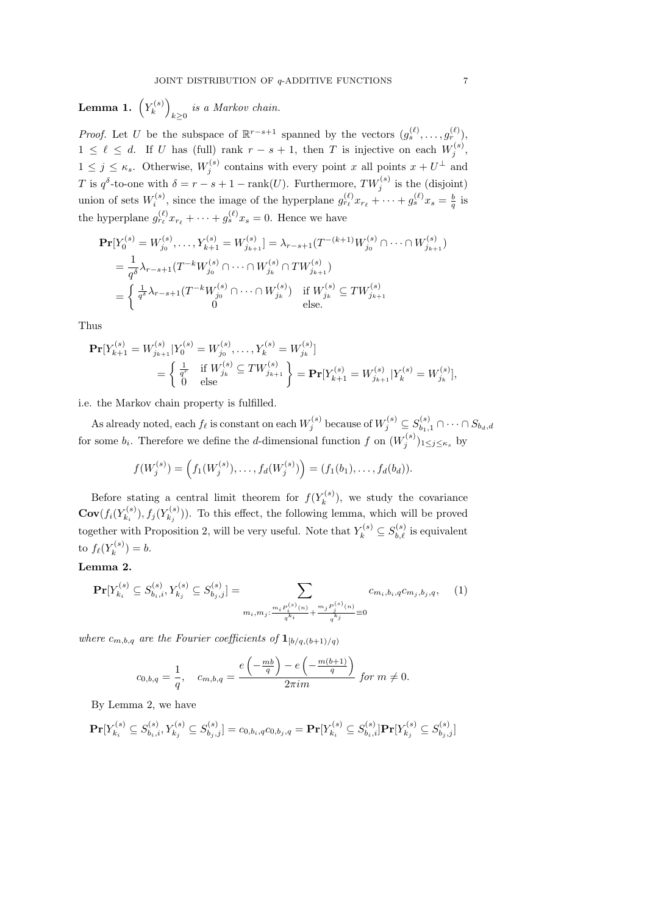**Lemma 1.** $\left(Y_k^{(s)}\right)_{k\geq 0}$ *is a Markov chain.*

*Proof.* Let $U$ be the subspace of $\mathbb{R}^{r-s+1}$ spanned by the vectors $(g_s^{(\ell)}, \ldots, g_r^{(\ell)})$, $1 \leq \ell \leq d$. If $U$ has (full) rank $r-s+1$, then $T$ is injective on each $W_j^{(s)}$, $1 \leq j \leq \kappa_s$. Otherwise, $W_j^{(s)}$ contains with every point $x$ all points $x + U^\perp$ and $T$ is $q^\delta$-to-one with $\delta = r - s + 1 - \mathrm{rank}(U)$. Furthermore, $TW_j^{(s)}$ is the (disjoint) union of sets $W_i^{(s)}$, since the image of the hyperplane $g_{r_\ell}^{(\ell)} x_{r_\ell} + \cdots + g_s^{(\ell)} x_s = \frac{b}{q}$ is the hyperplane $g_{r_\ell}^{(\ell)} x_{r_\ell} + \cdots + g_s^{(\ell)} x_s = 0$. Hence we have

$$
\begin{aligned}
\mathbf{Pr}[Y_0^{(s)} = W_{j_0}^{(s)}, \ldots, Y_{k+1}^{(s)} = W_{j_{k+1}}^{(s)}] &= \lambda_{r-s+1}(T^{-(k+1)} W_{j_0}^{(s)} \cap \cdots \cap W_{j_{k+1}}^{(s)}) \\
&= \frac{1}{q^\delta} \lambda_{r-s+1}(T^{-k} W_{j_0}^{(s)} \cap \cdots \cap W_{j_k}^{(s)} \cap TW_{j_{k+1}}^{(s)}) \\
&= \begin{cases} \frac{1}{q^\delta} \lambda_{r-s+1}(T^{-k} W_{j_0}^{(s)} \cap \cdots \cap W_{j_k}^{(s)}) & \text{if } W_{j_k}^{(s)} \subseteq TW_{j_{k+1}}^{(s)} \\ 0 & \text{else.} \end{cases}
\end{aligned}
$$

Thus

$$
\begin{aligned}
\mathbf{Pr}[Y_{k+1}^{(s)} &= W_{j_{k+1}}^{(s)} | Y_0^{(s)} = W_{j_0}^{(s)}, \ldots, Y_k^{(s)} = W_{j_k}^{(s)}] \\
&= \left\{ \begin{array}{ll} \frac{1}{q^r} & \text{if } W_{j_k}^{(s)} \subseteq TW_{j_{k+1}}^{(s)} \\ 0 & \text{else} \end{array} \right\} = \mathbf{Pr}[Y_{k+1}^{(s)} = W_{j_{k+1}}^{(s)} | Y_k^{(s)} = W_{j_k}^{(s)}],
\end{aligned}
$$

i.e. the Markov chain property is fulfilled.

As already noted, each $f_\ell$ is constant on each $W_j^{(s)}$ because of $W_j^{(s)} \subseteq S_{b_1,1}^{(s)} \cap \cdots \cap S_{b_d,d}$ for some $b_i$. Therefore we define the $d$-dimensional function $f$ on $(W_j^{(s)})_{1 \leq j \leq \kappa_s}$ by

$$
f(W_j^{(s)}) = \left(f_1(W_j^{(s)}), \ldots, f_d(W_j^{(s)})\right) = (f_1(b_1), \ldots, f_d(b_d)).
$$

Before stating a central limit theorem for $f(Y_k^{(s)})$, we study the covariance $\mathbf{Cov}(f_i(Y_{k_i}^{(s)}), f_j(Y_{k_j}^{(s)}))$. To this effect, the following lemma, which will be proved together with Proposition 2, will be very useful. Note that $Y_k^{(s)} \subseteq S_{b,\ell}^{(s)}$ is equivalent to $f_\ell(Y_k^{(s)}) = b$.

**Lemma 2.**

$$
\mathbf{Pr}[Y_{k_i}^{(s)} \subseteq S_{b_i,i}^{(s)}, Y_{k_j}^{(s)} \subseteq S_{b_j,j}^{(s)}] = \sum_{m_i, m_j : \frac{m_i P_i^{(s)}(n)}{q^{k_i}} + \frac{m_j P_j^{(s)}(n)}{q^{k_j}} \equiv 0} c_{m_i,b_i,q} c_{m_j,b_j,q}, \qquad (1)
$$

*where $c_{m,b,q}$ are the Fourier coefficients of $\mathbf{1}_{[b/q,(b+1)/q)}$*

$$
c_{0,b,q} = \frac{1}{q}, \quad c_{m,b,q} = \frac{e\left(-\frac{mb}{q}\right) - e\left(-\frac{m(b+1)}{q}\right)}{2\pi i m} \text{ for } m \neq 0.
$$

By Lemma 2, we have

$$
\mathbf{Pr}[Y_{k_i}^{(s)} \subseteq S_{b_i,i}^{(s)}, Y_{k_j}^{(s)} \subseteq S_{b_j,j}^{(s)}] = c_{0,b_i,q} c_{0,b_j,q} = \mathbf{Pr}[Y_{k_i}^{(s)} \subseteq S_{b_i,i}^{(s)}] \mathbf{Pr}[Y_{k_j}^{(s)} \subseteq S_{b_j,j}^{(s)}]
$$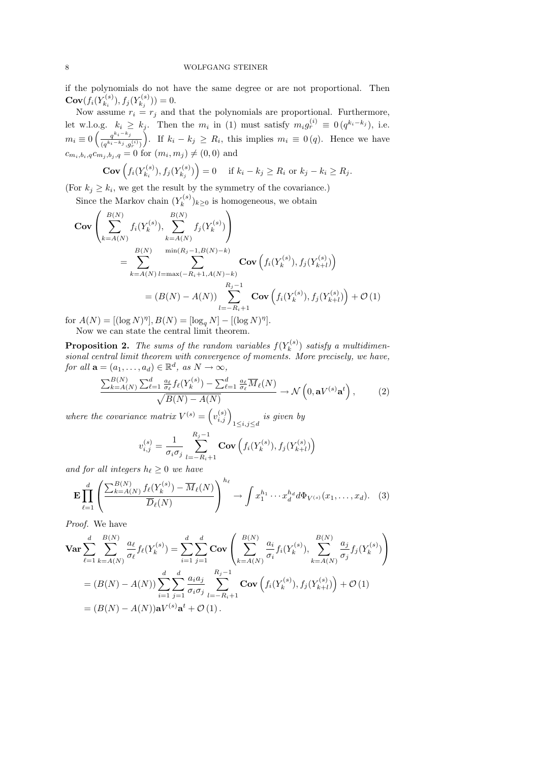if the polynomials do not have the same degree or are not proportional. Then $\mathbf{Cov}(f_i(Y^{(s)}_{k_i}), f_j(Y^{(s)}_{k_j})) = 0$.

Now assume $r_i = r_j$ and that the polynomials are proportional. Furthermore, let w.l.o.g. $k_i \geq k_j$. Then the $m_i$ in (1) must satisfy $m_i g^{(i)}_r \equiv 0\,(q^{k_i-k_j})$, i.e. $m_i \equiv 0\left(\frac{q^{k_i-k_j}}{(q^{k_i-k_j}, g^{(i)}_r)}\right)$. If $k_i - k_j \geq R_i$, this implies $m_i \equiv 0\,(q)$. Hence we have $c_{m_i,b_i,q} c_{m_j,b_j,q} = 0$ for $(m_i, m_j) \neq (0,0)$ and

$$\mathbf{Cov}\left(f_i(Y^{(s)}_{k_i}), f_j(Y^{(s)}_{k_j})\right) = 0 \quad \text{if } k_i - k_j \geq R_i \text{ or } k_j - k_i \geq R_j.$$

(For $k_j \geq k_i$, we get the result by the symmetry of the covariance.)

Since the Markov chain $(Y^{(s)}_k)_{k\geq 0}$ is homogeneous, we obtain

$$\begin{aligned}
\mathbf{Cov}&\left(\sum_{k=A(N)}^{B(N)} f_i(Y^{(s)}_k), \sum_{k=A(N)}^{B(N)} f_j(Y^{(s)}_k)\right) \\
&= \sum_{k=A(N)}^{B(N)} \sum_{l=\max(-R_i+1, A(N)-k)}^{\min(R_j-1, B(N)-k)} \mathbf{Cov}\left(f_i(Y^{(s)}_k), f_j(Y^{(s)}_{k+l})\right) \\
&= (B(N) - A(N)) \sum_{l=-R_i+1}^{R_j-1} \mathbf{Cov}\left(f_i(Y^{(s)}_k), f_j(Y^{(s)}_{k+l})\right) + \mathcal{O}(1)
\end{aligned}$$

for $A(N) = [(\log N)^\eta], B(N) = [\log_q N] - [(\log N)^\eta]$.

Now we can state the central limit theorem.

**Proposition 2.** *The sums of the random variables $f(Y^{(s)}_k)$ satisfy a multidimensional central limit theorem with convergence of moments. More precisely, we have, for all $\mathbf{a} = (a_1, \ldots, a_d) \in \mathbb{R}^d$, as $N \to \infty$,*

$$\frac{\sum_{k=A(N)}^{B(N)} \sum_{\ell=1}^{d} \frac{a_\ell}{\sigma_\ell} f_\ell(Y^{(s)}_k) - \sum_{\ell=1}^{d} \frac{a_\ell}{\sigma_\ell} \overline{M}_\ell(N)}{\sqrt{B(N) - A(N)}} \to \mathcal{N}\left(0, \mathbf{a} V^{(s)} \mathbf{a}^t\right), \tag{2}$$

*where the covariance matrix $V^{(s)} = \left(v^{(s)}_{i,j}\right)_{1\leq i,j\leq d}$ is given by*

$$v^{(s)}_{i,j} = \frac{1}{\sigma_i \sigma_j} \sum_{l=-R_i+1}^{R_j-1} \mathbf{Cov}\left(f_i(Y^{(s)}_k), f_j(Y^{(s)}_{k+l})\right)$$

*and for all integers $h_\ell \geq 0$ we have*

$$\mathbf{E} \prod_{\ell=1}^{d} \left(\frac{\sum_{k=A(N)}^{B(N)} f_\ell(Y^{(s)}_k) - \overline{M}_\ell(N)}{\overline{D}_\ell(N)}\right)^{h_\ell} \to \int x_1^{h_1} \cdots x_d^{h_d} d\Phi_{V^{(s)}}(x_1, \ldots, x_d). \tag{3}$$

*Proof.* We have

$$\begin{aligned}
\mathbf{Var} \sum_{\ell=1}^{d} \sum_{k=A(N)}^{B(N)} \frac{a_\ell}{\sigma_\ell} f_\ell(Y^{(s)}_k) &= \sum_{i=1}^{d} \sum_{j=1}^{d} \mathbf{Cov}\left(\sum_{k=A(N)}^{B(N)} \frac{a_i}{\sigma_i} f_i(Y^{(s)}_k), \sum_{k=A(N)}^{B(N)} \frac{a_j}{\sigma_j} f_j(Y^{(s)}_k)\right) \\
&= (B(N) - A(N)) \sum_{i=1}^{d} \sum_{j=1}^{d} \frac{a_i a_j}{\sigma_i \sigma_j} \sum_{l=-R_i+1}^{R_j-1} \mathbf{Cov}\left(f_i(Y^{(s)}_k), f_j(Y^{(s)}_{k+l})\right) + \mathcal{O}(1) \\
&= (B(N) - A(N)) \mathbf{a} V^{(s)} \mathbf{a}^t + \mathcal{O}(1).
\end{aligned}$$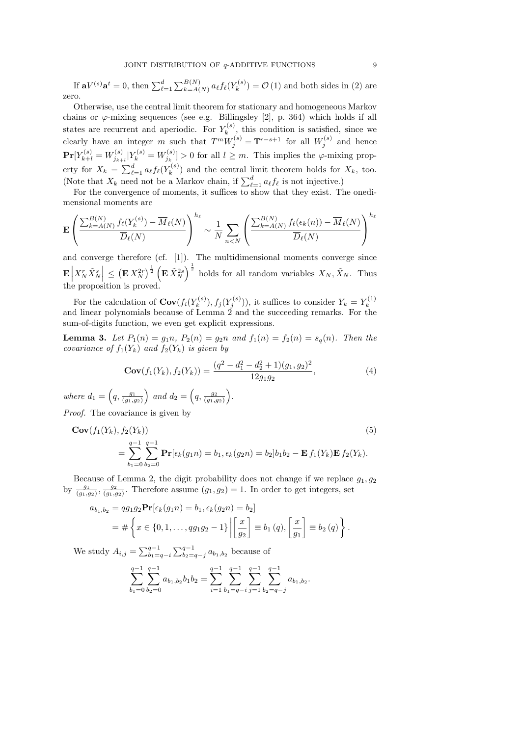If $\mathbf{a}V^{(s)}\mathbf{a}^t = 0$, then $\sum_{\ell=1}^{d}\sum_{k=A(N)}^{B(N)} a_\ell f_\ell(Y_k^{(s)}) = \mathcal{O}(1)$ and both sides in (2) are zero.

Otherwise, use the central limit theorem for stationary and homogeneous Markov chains or $\varphi$-mixing sequences (see e.g. Billingsley [2], p. 364) which holds if all states are recurrent and aperiodic. For $Y_k^{(s)}$, this condition is satisfied, since we clearly have an integer $m$ such that $T^m W_j^{(s)} = \mathbb{T}^{r-s+1}$ for all $W_j^{(s)}$ and hence $\mathbf{Pr}[Y_{k+l}^{(s)} = W_{j_{k+l}}^{(s)} | Y_k^{(s)} = W_{j_k}^{(s)}] > 0$ for all $l \geq m$. This implies the $\varphi$-mixing property for $X_k = \sum_{\ell=1}^{d} a_\ell f_\ell(Y_k^{(s)})$ and the central limit theorem holds for $X_k$, too. (Note that $X_k$ need not be a Markov chain, if $\sum_{\ell=1}^{d} a_\ell f_\ell$ is not injective.)

For the convergence of moments, it suffices to show that they exist. The onedimensional moments are

$$\mathbf{E}\left(\frac{\sum_{k=A(N)}^{B(N)} f_\ell(Y_k^{(s)}) - \overline{M}_\ell(N)}{\overline{D}_\ell(N)}\right)^{h_\ell} \sim \frac{1}{N}\sum_{n<N}\left(\frac{\sum_{k=A(N)}^{B(N)} f_\ell(\epsilon_k(n)) - \overline{M}_\ell(N)}{\overline{D}_\ell(N)}\right)^{h_\ell}$$

and converge therefore (cf. [1]). The multidimensional moments converge since $\mathbf{E}\left|X_N^r \tilde{X}_N^s\right| \leq \left(\mathbf{E}\, X_N^{2r}\right)^{\frac{1}{2}} \left(\mathbf{E}\, \tilde{X}_N^{2s}\right)^{\frac{1}{2}}$ holds for all random variables $X_N, \tilde{X}_N$. Thus the proposition is proved.

For the calculation of $\mathbf{Cov}(f_i(Y_k^{(s)}), f_j(Y_j^{(s)}))$, it suffices to consider $Y_k = Y_k^{(1)}$ and linear polynomials because of Lemma 2 and the succeeding remarks. For the sum-of-digits function, we even get explicit expressions.

**Lemma 3.** *Let $P_1(n) = g_1 n$, $P_2(n) = g_2 n$ and $f_1(n) = f_2(n) = s_q(n)$. Then the covariance of $f_1(Y_k)$ and $f_2(Y_k)$ is given by*

$$\mathbf{Cov}(f_1(Y_k), f_2(Y_k)) = \frac{(q^2 - d_1^2 - d_2^2 + 1)(g_1, g_2)^2}{12 g_1 g_2}, \tag{4}$$

*where $d_1 = \left(q, \frac{g_1}{(g_1,g_2)}\right)$ and $d_2 = \left(q, \frac{g_2}{(g_1,g_2)}\right)$.*

*Proof.* The covariance is given by

$$\begin{aligned}
&\mathbf{Cov}(f_1(Y_k), f_2(Y_k)) \\
&\quad = \sum_{b_1=0}^{q-1}\sum_{b_2=0}^{q-1} \mathbf{Pr}[\epsilon_k(g_1 n) = b_1, \epsilon_k(g_2 n) = b_2] b_1 b_2 - \mathbf{E}\, f_1(Y_k) \mathbf{E}\, f_2(Y_k).
\end{aligned} \tag{5}$$

Because of Lemma 2, the digit probability does not change if we replace $g_1, g_2$ by $\frac{g_1}{(g_1,g_2)}, \frac{g_2}{(g_1,g_2)}$. Therefore assume $(g_1, g_2) = 1$. In order to get integers, set

$$\begin{aligned}
a_{b_1,b_2} &= q g_1 g_2 \mathbf{Pr}[\epsilon_k(g_1 n) = b_1, \epsilon_k(g_2 n) = b_2] \\
&= \#\left\{ x \in \{0, 1, \ldots, q g_1 g_2 - 1\} \,\middle|\, \left[\frac{x}{g_2}\right] \equiv b_1\,(q), \left[\frac{x}{g_1}\right] \equiv b_2\,(q) \right\}.
\end{aligned}$$

We study $A_{i,j} = \sum_{b_1=q-i}^{q-1}\sum_{b_2=q-j}^{q-1} a_{b_1,b_2}$ because of

$$\sum_{b_1=0}^{q-1}\sum_{b_2=0}^{q-1} a_{b_1,b_2} b_1 b_2 = \sum_{i=1}^{q-1}\sum_{b_1=q-i}^{q-1}\sum_{j=1}^{q-1}\sum_{b_2=q-j}^{q-1} a_{b_1,b_2}.$$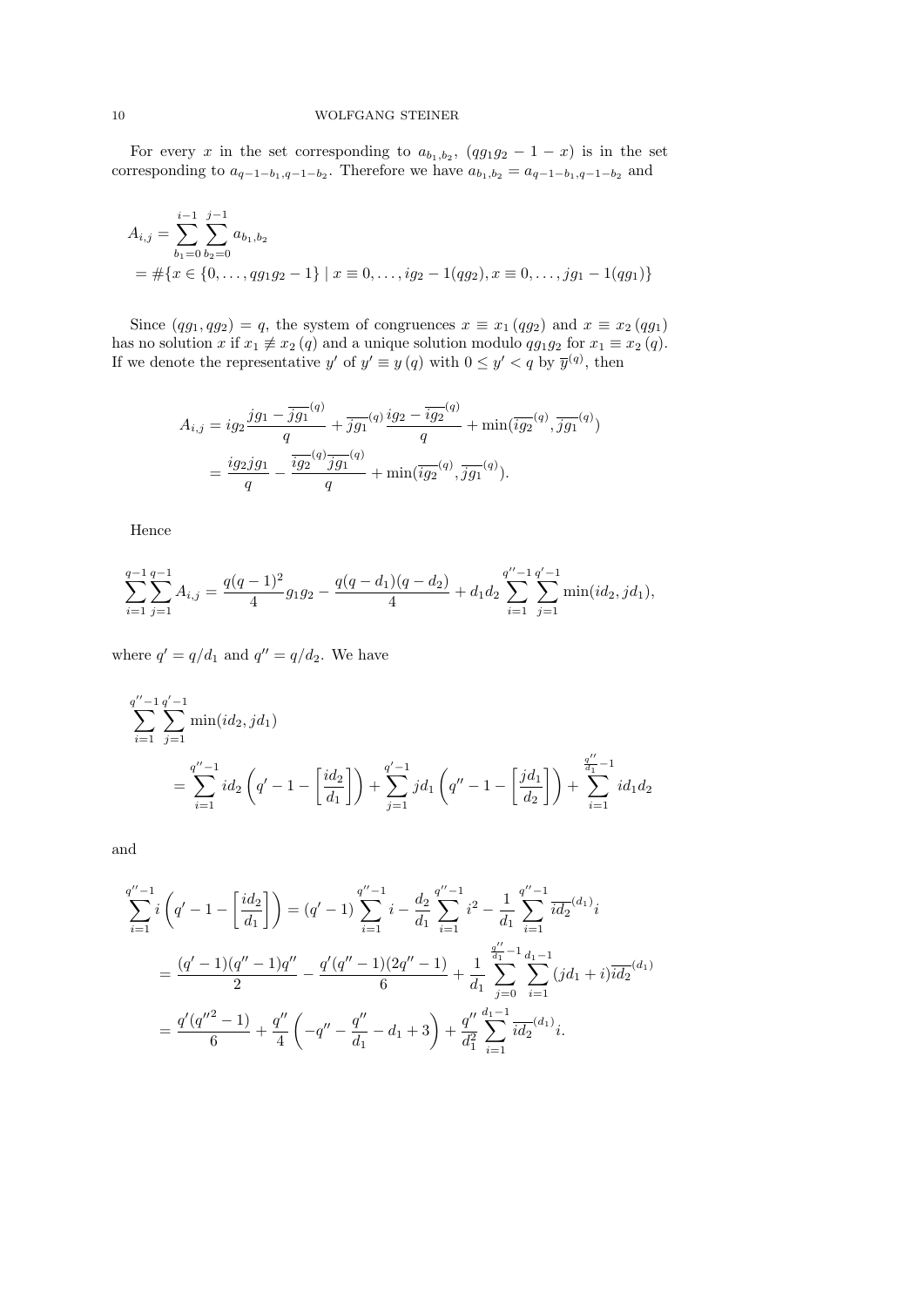For every $x$ in the set corresponding to $a_{b_1,b_2}$, $(qg_1g_2 - 1 - x)$ is in the set corresponding to $a_{q-1-b_1,q-1-b_2}$. Therefore we have $a_{b_1,b_2} = a_{q-1-b_1,q-1-b_2}$ and

$$
\begin{aligned}
A_{i,j} &= \sum_{b_1=0}^{i-1} \sum_{b_2=0}^{j-1} a_{b_1,b_2} \\
&= \#\{x \in \{0, \ldots, qg_1g_2 - 1\} \mid x \equiv 0, \ldots, ig_2 - 1 (qg_2), x \equiv 0, \ldots, jg_1 - 1 (qg_1)\}
\end{aligned}
$$

Since $(qg_1, qg_2) = q$, the system of congruences $x \equiv x_1\,(qg_2)$ and $x \equiv x_2\,(qg_1)$ has no solution $x$ if $x_1 \not\equiv x_2\,(q)$ and a unique solution modulo $qg_1g_2$ for $x_1 \equiv x_2\,(q)$. If we denote the representative $y'$ of $y' \equiv y\,(q)$ with $0 \le y' < q$ by $\overline{y}^{(q)}$, then

$$
\begin{aligned}
A_{i,j} &= ig_2 \frac{jg_1 - \overline{jg_1}^{(q)}}{q} + \overline{jg_1}^{(q)} \frac{ig_2 - \overline{ig_2}^{(q)}}{q} + \min(\overline{ig_2}^{(q)}, \overline{jg_1}^{(q)}) \\
&= \frac{ig_2jg_1}{q} - \frac{\overline{ig_2}^{(q)}\overline{jg_1}^{(q)}}{q} + \min(\overline{ig_2}^{(q)}, \overline{jg_1}^{(q)}).
\end{aligned}
$$

Hence

$$
\sum_{i=1}^{q-1} \sum_{j=1}^{q-1} A_{i,j} = \frac{q(q-1)^2}{4} g_1g_2 - \frac{q(q-d_1)(q-d_2)}{4} + d_1d_2 \sum_{i=1}^{q''-1} \sum_{j=1}^{q'-1} \min(id_2, jd_1),
$$

where $q' = q/d_1$ and $q'' = q/d_2$. We have

$$
\begin{aligned}
&\sum_{i=1}^{q''-1} \sum_{j=1}^{q'-1} \min(id_2, jd_1) \\
&\qquad = \sum_{i=1}^{q''-1} id_2 \left( q' - 1 - \left[ \frac{id_2}{d_1} \right] \right) + \sum_{j=1}^{q'-1} jd_1 \left( q'' - 1 - \left[ \frac{jd_1}{d_2} \right] \right) + \sum_{i=1}^{\frac{q''}{d_1}-1} id_1d_2
\end{aligned}
$$

and

$$
\begin{aligned}
\sum_{i=1}^{q''-1} i \left( q' - 1 - \left[ \frac{id_2}{d_1} \right] \right) &= (q'-1) \sum_{i=1}^{q''-1} i - \frac{d_2}{d_1} \sum_{i=1}^{q''-1} i^2 - \frac{1}{d_1} \sum_{i=1}^{q''-1} \overline{id_2}^{(d_1)} i \\
&= \frac{(q'-1)(q''-1)q''}{2} - \frac{q'(q''-1)(2q''-1)}{6} + \frac{1}{d_1} \sum_{j=0}^{\frac{q''}{d_1}-1} \sum_{i=1}^{d_1-1} (jd_1 + i)\overline{id_2}^{(d_1)} \\
&= \frac{q'(q''^2 - 1)}{6} + \frac{q''}{4} \left( -q'' - \frac{q''}{d_1} - d_1 + 3 \right) + \frac{q''}{d_1^2} \sum_{i=1}^{d_1-1} \overline{id_2}^{(d_1)} i.
\end{aligned}
$$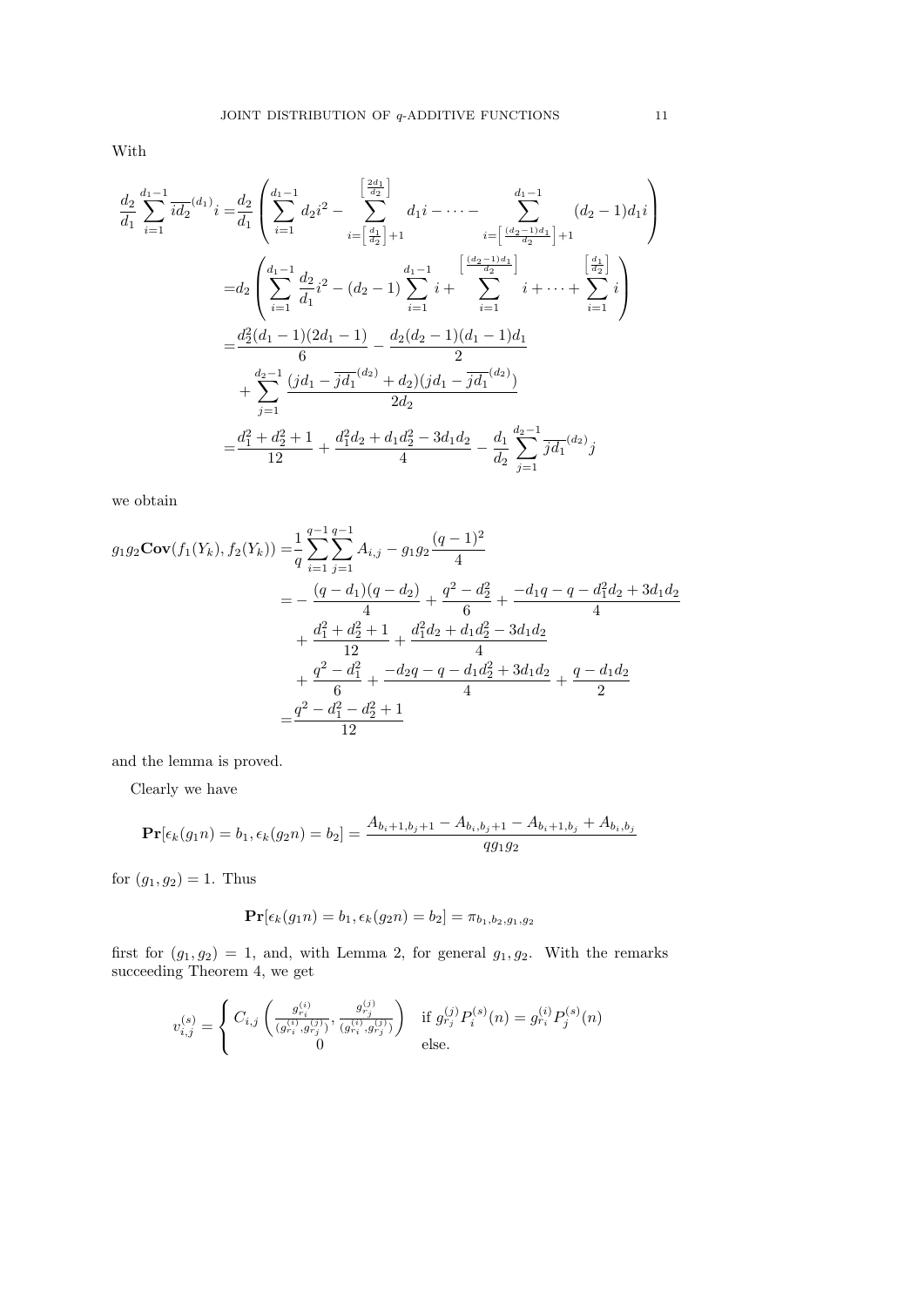With

$$\begin{aligned}
\frac{d_2}{d_1}\sum_{i=1}^{d_1-1}\overline{id_2}^{(d_1)}i =& \frac{d_2}{d_1}\left(\sum_{i=1}^{d_1-1} d_2 i^2 - \sum_{i=\left[\frac{d_1}{d_2}\right]+1}^{\left[\frac{2d_1}{d_2}\right]} d_1 i - \cdots - \sum_{i=\left[\frac{(d_2-1)d_1}{d_2}\right]+1}^{d_1-1}(d_2-1)d_1 i\right)\\
=& d_2\left(\sum_{i=1}^{d_1-1}\frac{d_2}{d_1}i^2 - (d_2-1)\sum_{i=1}^{d_1-1} i + \sum_{i=1}^{\left[\frac{(d_2-1)d_1}{d_2}\right]} i + \cdots + \sum_{i=1}^{\left[\frac{d_1}{d_2}\right]} i\right)\\
=& \frac{d_2^2(d_1-1)(2d_1-1)}{6} - \frac{d_2(d_2-1)(d_1-1)d_1}{2}\\
&+ \sum_{j=1}^{d_2-1}\frac{(jd_1 - \overline{jd_1}^{(d_2)} + d_2)(jd_1 - \overline{jd_1}^{(d_2)})}{2d_2}\\
=& \frac{d_1^2+d_2^2+1}{12} + \frac{d_1^2 d_2 + d_1 d_2^2 - 3d_1 d_2}{4} - \frac{d_1}{d_2}\sum_{j=1}^{d_2-1}\overline{jd_1}^{(d_2)} j
\end{aligned}$$

we obtain

$$\begin{aligned}
g_1 g_2 \mathbf{Cov}(f_1(Y_k), f_2(Y_k)) =& \frac{1}{q}\sum_{i=1}^{q-1}\sum_{j=1}^{q-1} A_{i,j} - g_1 g_2 \frac{(q-1)^2}{4}\\
=& -\frac{(q-d_1)(q-d_2)}{4} + \frac{q^2-d_2^2}{6} + \frac{-d_1 q - q - d_1^2 d_2 + 3d_1 d_2}{4}\\
&+ \frac{d_1^2+d_2^2+1}{12} + \frac{d_1^2 d_2 + d_1 d_2^2 - 3d_1 d_2}{4}\\
&+ \frac{q^2-d_1^2}{6} + \frac{-d_2 q - q - d_1 d_2^2 + 3d_1 d_2}{4} + \frac{q - d_1 d_2}{2}\\
=& \frac{q^2 - d_1^2 - d_2^2 + 1}{12}
\end{aligned}$$

and the lemma is proved.

Clearly we have

$$\mathbf{Pr}[\epsilon_k(g_1 n) = b_1, \epsilon_k(g_2 n) = b_2] = \frac{A_{b_i+1,b_j+1} - A_{b_i,b_j+1} - A_{b_i+1,b_j} + A_{b_i,b_j}}{q g_1 g_2}$$

for $(g_1, g_2) = 1$. Thus

$$\mathbf{Pr}[\epsilon_k(g_1 n) = b_1, \epsilon_k(g_2 n) = b_2] = \pi_{b_1,b_2,g_1,g_2}$$

first for $(g_1, g_2) = 1$, and, with Lemma 2, for general $g_1, g_2$. With the remarks succeeding Theorem 4, we get

$$v_{i,j}^{(s)} = \begin{cases} C_{i,j}\left(\frac{g_{r_i}^{(i)}}{(g_{r_i}^{(i)}, g_{r_j}^{(j)})}, \frac{g_{r_j}^{(j)}}{(g_{r_i}^{(i)}, g_{r_j}^{(j)})}\right) & \text{if } g_{r_j}^{(j)} P_i^{(s)}(n) = g_{r_i}^{(i)} P_j^{(s)}(n)\\ 0 & \text{else.}\end{cases}$$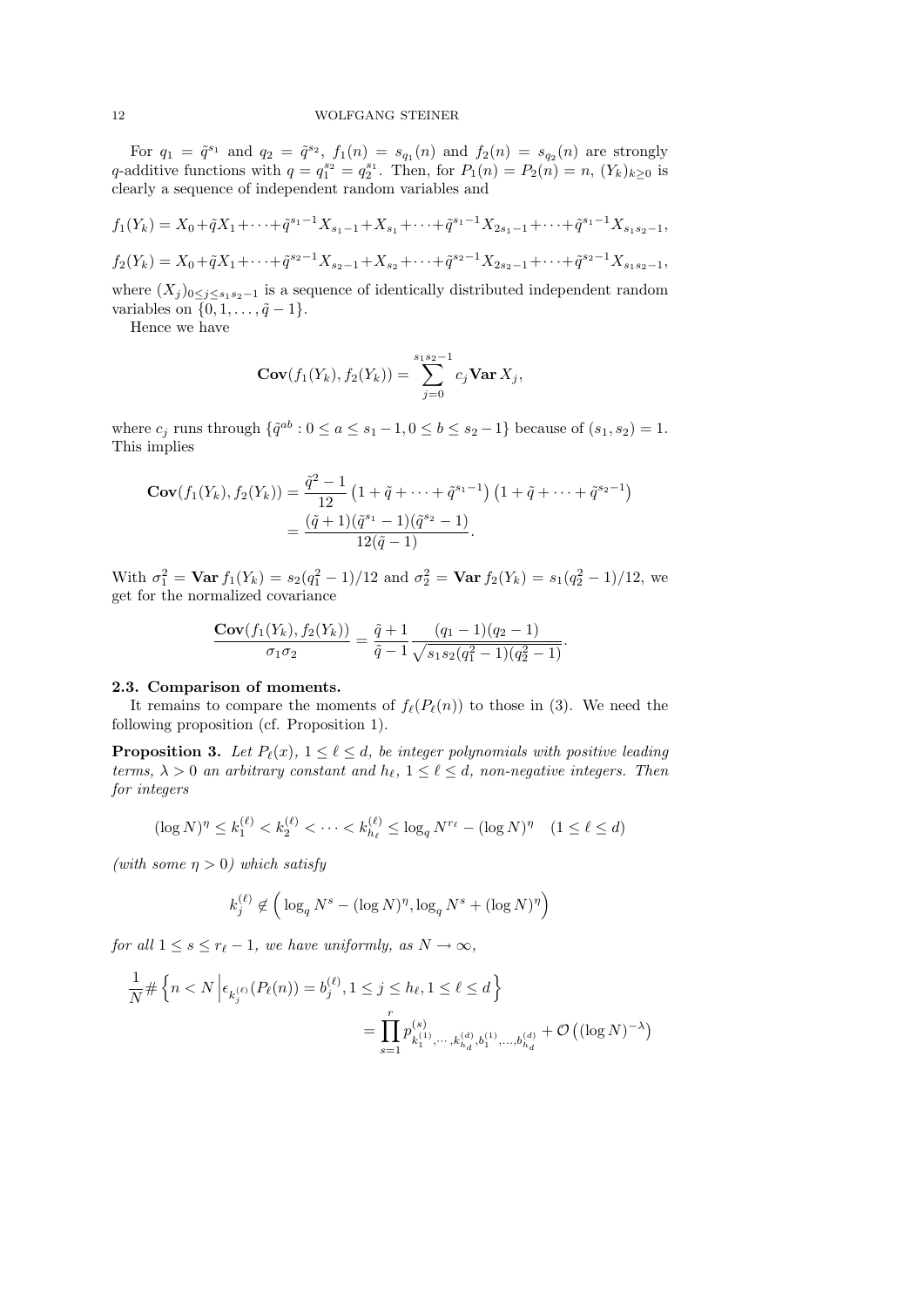For $q_1 = \tilde{q}^{s_1}$ and $q_2 = \tilde{q}^{s_2}$, $f_1(n) = s_{q_1}(n)$ and $f_2(n) = s_{q_2}(n)$ are strongly $q$-additive functions with $q = q_1^{s_2} = q_2^{s_1}$. Then, for $P_1(n) = P_2(n) = n$, $(Y_k)_{k\ge 0}$ is clearly a sequence of independent random variables and

$$f_1(Y_k) = X_0 + \tilde{q}X_1 + \cdots + \tilde{q}^{s_1-1}X_{s_1-1} + X_{s_1} + \cdots + \tilde{q}^{s_1-1}X_{2s_1-1} + \cdots + \tilde{q}^{s_1-1}X_{s_1s_2-1},$$

$$f_2(Y_k) = X_0 + \tilde{q}X_1 + \cdots + \tilde{q}^{s_2-1}X_{s_2-1} + X_{s_2} + \cdots + \tilde{q}^{s_2-1}X_{2s_2-1} + \cdots + \tilde{q}^{s_2-1}X_{s_1s_2-1},$$

where $(X_j)_{0\le j\le s_1s_2-1}$ is a sequence of identically distributed independent random variables on $\{0, 1, \ldots, \tilde{q}-1\}$.

Hence we have

$$\mathbf{Cov}(f_1(Y_k), f_2(Y_k)) = \sum_{j=0}^{s_1s_2-1} c_j \mathbf{Var}\, X_j,$$

where $c_j$ runs through $\{\tilde{q}^{ab} : 0 \le a \le s_1 - 1, 0 \le b \le s_2 - 1\}$ because of $(s_1, s_2) = 1$. This implies

$$\begin{aligned}\mathbf{Cov}(f_1(Y_k), f_2(Y_k)) &= \frac{\tilde{q}^2-1}{12}\left(1 + \tilde{q} + \cdots + \tilde{q}^{s_1-1}\right)\left(1 + \tilde{q} + \cdots + \tilde{q}^{s_2-1}\right) \\ &= \frac{(\tilde{q}+1)(\tilde{q}^{s_1}-1)(\tilde{q}^{s_2}-1)}{12(\tilde{q}-1)}.\end{aligned}$$

With $\sigma_1^2 = \mathbf{Var}\, f_1(Y_k) = s_2(q_1^2-1)/12$ and $\sigma_2^2 = \mathbf{Var}\, f_2(Y_k) = s_1(q_2^2-1)/12$, we get for the normalized covariance

$$\frac{\mathbf{Cov}(f_1(Y_k), f_2(Y_k))}{\sigma_1\sigma_2} = \frac{\tilde{q}+1}{\tilde{q}-1}\frac{(q_1-1)(q_2-1)}{\sqrt{s_1s_2(q_1^2-1)(q_2^2-1)}}.$$

### 2.3. Comparison of moments.

It remains to compare the moments of $f_\ell(P_\ell(n))$ to those in (3). We need the following proposition (cf. Proposition 1).

**Proposition 3.** *Let $P_\ell(x)$, $1 \le \ell \le d$, be integer polynomials with positive leading terms, $\lambda > 0$ an arbitrary constant and $h_\ell$, $1 \le \ell \le d$, non-negative integers. Then for integers*

$$(\log N)^\eta \le k_1^{(\ell)} < k_2^{(\ell)} < \cdots < k_{h_\ell}^{(\ell)} \le \log_q N^{r_\ell} - (\log N)^\eta \quad (1 \le \ell \le d)$$

*(with some $\eta > 0$) which satisfy*

$$k_j^{(\ell)} \notin \Big(\log_q N^s - (\log N)^\eta, \log_q N^s + (\log N)^\eta\Big)$$

*for all $1 \le s \le r_\ell - 1$, we have uniformly, as $N \to \infty$,*

$$\frac{1}{N}\#\left\{n < N \,\Big|\, \epsilon_{k_j^{(\ell)}}(P_\ell(n)) = b_j^{(\ell)}, 1 \le j \le h_\ell, 1 \le \ell \le d\right\} = \prod_{s=1}^{r} p^{(s)}_{k_1^{(1)},\cdots,k_{h_d}^{(d)},b_1^{(1)},\ldots,b_{h_d}^{(d)}} + \mathcal{O}\left((\log N)^{-\lambda}\right)$$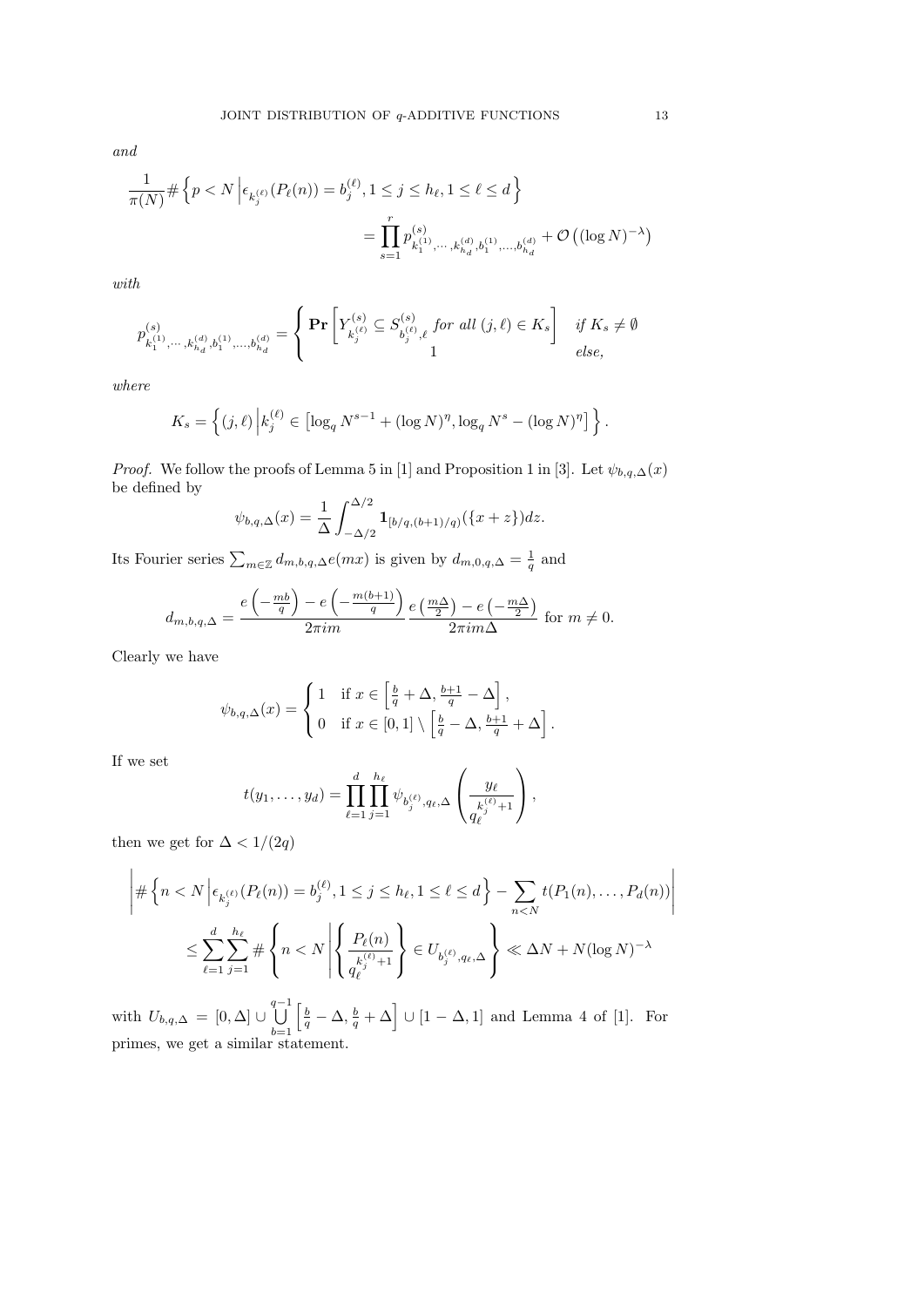*and*

$$\frac{1}{\pi(N)}\#\left\{p<N \,\middle|\, \epsilon_{k_j^{(\ell)}}(P_\ell(n))=b_j^{(\ell)}, 1\le j\le h_\ell, 1\le \ell\le d\right\}$$
$$=\prod_{s=1}^{r} p^{(s)}_{k_1^{(1)},\cdots,k_{h_d}^{(d)},b_1^{(1)},\dots,b_{h_d}^{(d)}}+\mathcal{O}\left((\log N)^{-\lambda}\right)$$

*with*

$$p^{(s)}_{k_1^{(1)},\cdots,k_{h_d}^{(d)},b_1^{(1)},\dots,b_{h_d}^{(d)}}=\begin{cases}\mathbf{Pr}\left[Y^{(s)}_{k_j^{(\ell)}}\subseteq S^{(s)}_{b_j^{(\ell)},\ell} \text{ for all } (j,\ell)\in K_s\right] & \text{if } K_s\neq\emptyset\\ 1 & \text{else,}\end{cases}$$

*where*

$$K_s=\left\{(j,\ell)\,\middle|\, k_j^{(\ell)}\in\left[\log_q N^{s-1}+(\log N)^\eta, \log_q N^s-(\log N)^\eta\right]\right\}.$$

*Proof.* We follow the proofs of Lemma 5 in [1] and Proposition 1 in [3]. Let $\psi_{b,q,\Delta}(x)$ be defined by

$$\psi_{b,q,\Delta}(x)=\frac{1}{\Delta}\int_{-\Delta/2}^{\Delta/2}\mathbf{1}_{[b/q,(b+1)/q)}(\{x+z\})dz.$$

Its Fourier series $\sum_{m\in\mathbb{Z}} d_{m,b,q,\Delta}e(mx)$ is given by $d_{m,0,q,\Delta}=\frac{1}{q}$ and

$$d_{m,b,q,\Delta}=\frac{e\left(-\frac{mb}{q}\right)-e\left(-\frac{m(b+1)}{q}\right)}{2\pi i m}\,\frac{e\left(\frac{m\Delta}{2}\right)-e\left(-\frac{m\Delta}{2}\right)}{2\pi i m\Delta} \text{ for } m\neq 0.$$

Clearly we have

$$\psi_{b,q,\Delta}(x)=\begin{cases}1 & \text{if } x\in\left[\frac{b}{q}+\Delta,\frac{b+1}{q}-\Delta\right],\\ 0 & \text{if } x\in[0,1]\setminus\left[\frac{b}{q}-\Delta,\frac{b+1}{q}+\Delta\right].\end{cases}$$

If we set

$$t(y_1,\dots,y_d)=\prod_{\ell=1}^{d}\prod_{j=1}^{h_\ell}\psi_{b_j^{(\ell)},q_\ell,\Delta}\left(\frac{y_\ell}{q_\ell^{k_j^{(\ell)}+1}}\right),$$

then we get for $\Delta<1/(2q)$

$$\left|\#\left\{n<N\,\middle|\,\epsilon_{k_j^{(\ell)}}(P_\ell(n))=b_j^{(\ell)},1\le j\le h_\ell,1\le\ell\le d\right\}-\sum_{n<N}t(P_1(n),\dots,P_d(n))\right|$$
$$\le\sum_{\ell=1}^{d}\sum_{j=1}^{h_\ell}\#\left\{n<N\,\middle|\,\left\{\frac{P_\ell(n)}{q_\ell^{k_j^{(\ell)}+1}}\right\}\in U_{b_j^{(\ell)},q_\ell,\Delta}\right\}\ll\Delta N+N(\log N)^{-\lambda}$$

with $U_{b,q,\Delta}=[0,\Delta]\cup\bigcup_{b=1}^{q-1}\left[\frac{b}{q}-\Delta,\frac{b}{q}+\Delta\right]\cup[1-\Delta,1]$ and Lemma 4 of [1]. For primes, we get a similar statement.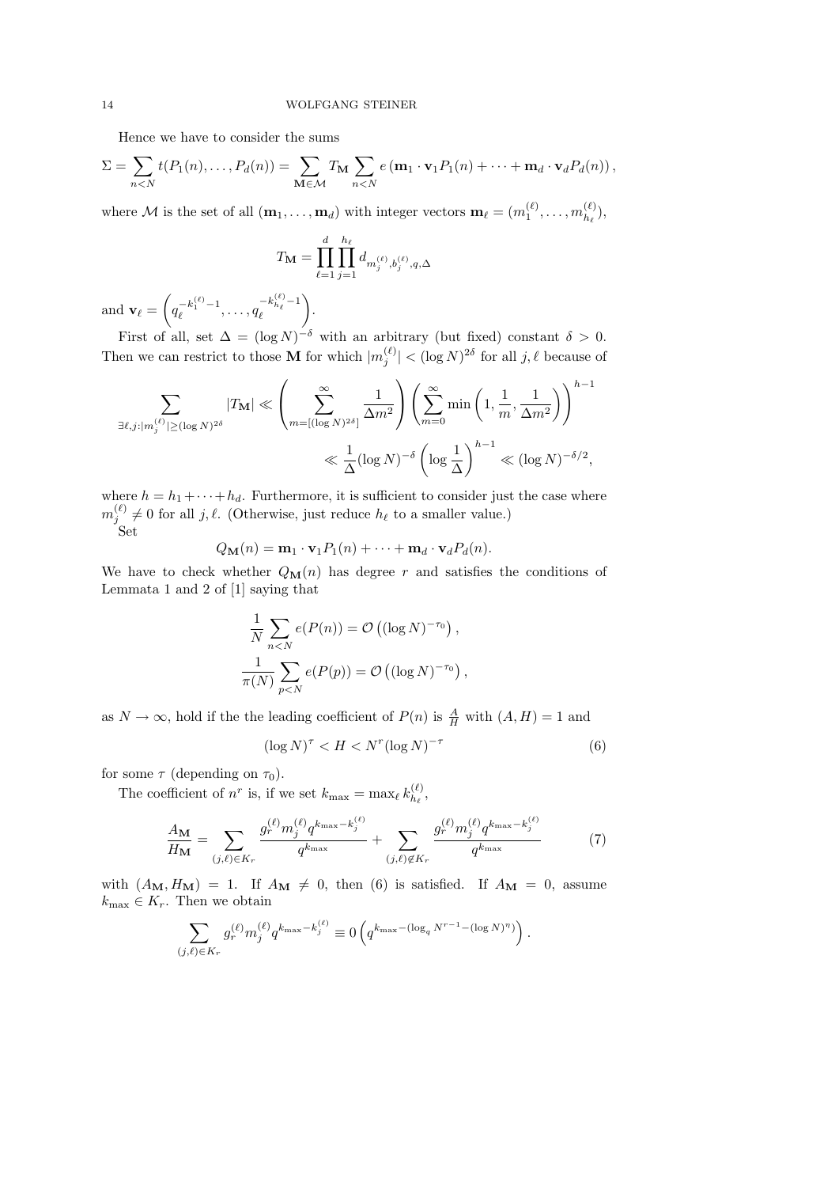Hence we have to consider the sums

$$\Sigma = \sum_{n<N} t(P_1(n), \ldots, P_d(n)) = \sum_{\mathbf{M} \in \mathcal{M}} T_{\mathbf{M}} \sum_{n<N} e\left(\mathbf{m}_1 \cdot \mathbf{v}_1 P_1(n) + \cdots + \mathbf{m}_d \cdot \mathbf{v}_d P_d(n)\right),$$

where $\mathcal{M}$ is the set of all $(\mathbf{m}_1, \ldots, \mathbf{m}_d)$ with integer vectors $\mathbf{m}_\ell = (m_1^{(\ell)}, \ldots, m_{h_\ell}^{(\ell)})$,

$$T_{\mathbf{M}} = \prod_{\ell=1}^{d} \prod_{j=1}^{h_\ell} d_{m_j^{(\ell)}, b_j^{(\ell)}, q, \Delta}$$

and $\mathbf{v}_\ell = \left(q_\ell^{-k_1^{(\ell)}-1}, \ldots, q_\ell^{-k_{h_\ell}^{(\ell)}-1}\right)$.

First of all, set $\Delta = (\log N)^{-\delta}$ with an arbitrary (but fixed) constant $\delta > 0$. Then we can restrict to those $\mathbf{M}$ for which $|m_j^{(\ell)}| < (\log N)^{2\delta}$ for all $j, \ell$ because of

$$\begin{aligned}
\sum_{\exists \ell, j : |m_j^{(\ell)}| \geq (\log N)^{2\delta}} |T_{\mathbf{M}}| &\ll \left( \sum_{m=[(\log N)^{2\delta}]}^{\infty} \frac{1}{\Delta m^2} \right) \left( \sum_{m=0}^{\infty} \min\left(1, \frac{1}{m}, \frac{1}{\Delta m^2}\right) \right)^{h-1} \\
&\ll \frac{1}{\Delta} (\log N)^{-\delta} \left(\log \frac{1}{\Delta}\right)^{h-1} \ll (\log N)^{-\delta/2},
\end{aligned}$$

where $h = h_1 + \cdots + h_d$. Furthermore, it is sufficient to consider just the case where $m_j^{(\ell)} \neq 0$ for all $j, \ell$. (Otherwise, just reduce $h_\ell$ to a smaller value.)

Set

$$Q_{\mathbf{M}}(n) = \mathbf{m}_1 \cdot \mathbf{v}_1 P_1(n) + \cdots + \mathbf{m}_d \cdot \mathbf{v}_d P_d(n).$$

We have to check whether $Q_{\mathbf{M}}(n)$ has degree $r$ and satisfies the conditions of Lemmata 1 and 2 of [1] saying that

$$\frac{1}{N} \sum_{n<N} e(P(n)) = \mathcal{O}\left((\log N)^{-\tau_0}\right),$$

$$\frac{1}{\pi(N)} \sum_{p<N} e(P(p)) = \mathcal{O}\left((\log N)^{-\tau_0}\right),$$

as $N \to \infty$, hold if the the leading coefficient of $P(n)$ is $\frac{A}{H}$ with $(A, H) = 1$ and

$$(\log N)^{\tau} < H < N^r (\log N)^{-\tau} \tag{6}$$

for some $\tau$ (depending on $\tau_0$).

The coefficient of $n^r$ is, if we set $k_{\max} = \max_\ell k_{h_\ell}^{(\ell)}$,

$$\frac{A_{\mathbf{M}}}{H_{\mathbf{M}}} = \sum_{(j,\ell) \in K_r} \frac{g_r^{(\ell)} m_j^{(\ell)} q^{k_{\max} - k_j^{(\ell)}}}{q^{k_{\max}}} + \sum_{(j,\ell) \notin K_r} \frac{g_r^{(\ell)} m_j^{(\ell)} q^{k_{\max} - k_j^{(\ell)}}}{q^{k_{\max}}} \tag{7}$$

with $(A_{\mathbf{M}}, H_{\mathbf{M}}) = 1$. If $A_{\mathbf{M}} \neq 0$, then (6) is satisfied. If $A_{\mathbf{M}} = 0$, assume $k_{\max} \in K_r$. Then we obtain

$$\sum_{(j,\ell) \in K_r} g_r^{(\ell)} m_j^{(\ell)} q^{k_{\max} - k_j^{(\ell)}} \equiv 0 \left( q^{k_{\max} - (\log_q N^{r-1} - (\log N)^{\eta})} \right).$$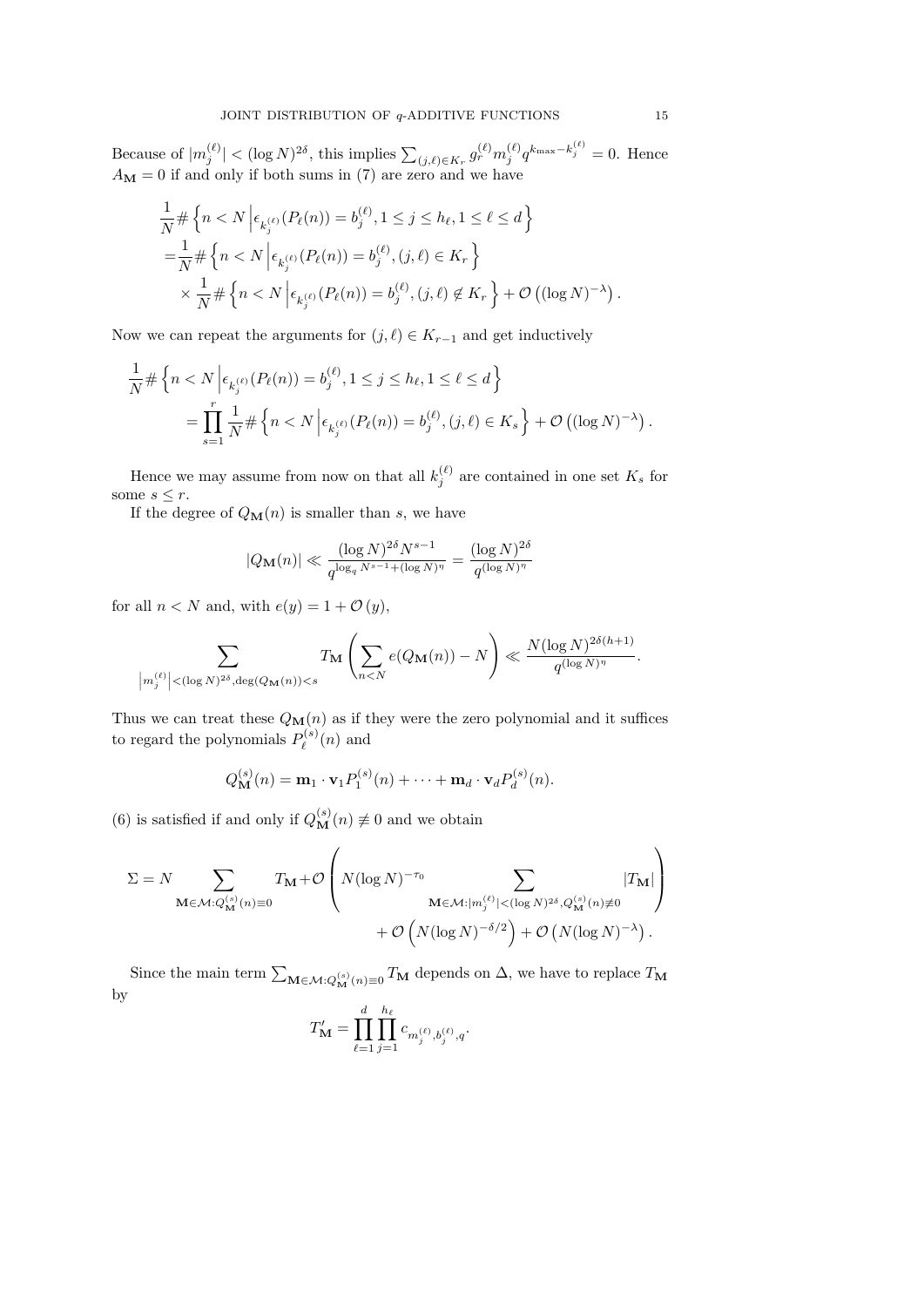Because of $|m_j^{(\ell)}| < (\log N)^{2\delta}$, this implies $\sum_{(j,\ell)\in K_r} g_r^{(\ell)} m_j^{(\ell)} q^{k_{\max}-k_j^{(\ell)}} = 0$. Hence $A_{\mathbf{M}} = 0$ if and only if both sums in (7) are zero and we have

$$
\begin{aligned}
&\frac{1}{N}\#\left\{n < N \,\middle|\, \epsilon_{k_j^{(\ell)}}(P_\ell(n)) = b_j^{(\ell)}, 1 \le j \le h_\ell, 1 \le \ell \le d\right\} \\
=&\frac{1}{N}\#\left\{n < N \,\middle|\, \epsilon_{k_j^{(\ell)}}(P_\ell(n)) = b_j^{(\ell)}, (j,\ell) \in K_r\right\} \\
&\times \frac{1}{N}\#\left\{n < N \,\middle|\, \epsilon_{k_j^{(\ell)}}(P_\ell(n)) = b_j^{(\ell)}, (j,\ell) \notin K_r\right\} + \mathcal{O}\left((\log N)^{-\lambda}\right).
\end{aligned}
$$

Now we can repeat the arguments for $(j,\ell) \in K_{r-1}$ and get inductively

$$
\begin{aligned}
\frac{1}{N}\#&\left\{n < N \,\middle|\, \epsilon_{k_j^{(\ell)}}(P_\ell(n)) = b_j^{(\ell)}, 1 \le j \le h_\ell, 1 \le \ell \le d\right\} \\
&= \prod_{s=1}^{r} \frac{1}{N}\#\left\{n < N \,\middle|\, \epsilon_{k_j^{(\ell)}}(P_\ell(n)) = b_j^{(\ell)}, (j,\ell) \in K_s\right\} + \mathcal{O}\left((\log N)^{-\lambda}\right).
\end{aligned}
$$

Hence we may assume from now on that all $k_j^{(\ell)}$ are contained in one set $K_s$ for some $s \le r$.

If the degree of $Q_{\mathbf{M}}(n)$ is smaller than $s$, we have

$$
|Q_{\mathbf{M}}(n)| \ll \frac{(\log N)^{2\delta} N^{s-1}}{q^{\log_q N^{s-1} + (\log N)^\eta}} = \frac{(\log N)^{2\delta}}{q^{(\log N)^\eta}}
$$

for all $n < N$ and, with $e(y) = 1 + \mathcal{O}(y)$,

$$
\sum_{\left|m_j^{(\ell)}\right| < (\log N)^{2\delta}, \deg(Q_{\mathbf{M}}(n)) < s} T_{\mathbf{M}} \left(\sum_{n<N} e(Q_{\mathbf{M}}(n)) - N\right) \ll \frac{N(\log N)^{2\delta(h+1)}}{q^{(\log N)^\eta}}.
$$

Thus we can treat these $Q_{\mathbf{M}}(n)$ as if they were the zero polynomial and it suffices to regard the polynomials $P_\ell^{(s)}(n)$ and

$$
Q_{\mathbf{M}}^{(s)}(n) = \mathbf{m}_1 \cdot \mathbf{v}_1 P_1^{(s)}(n) + \cdots + \mathbf{m}_d \cdot \mathbf{v}_d P_d^{(s)}(n).
$$

(6) is satisfied if and only if $Q_{\mathbf{M}}^{(s)}(n) \not\equiv 0$ and we obtain

$$
\begin{aligned}
\Sigma = N \sum_{\mathbf{M}\in\mathcal{M}: Q_{\mathbf{M}}^{(s)}(n)\equiv 0} T_{\mathbf{M}} + &\mathcal{O}\left( N(\log N)^{-\tau_0} \sum_{\mathbf{M}\in\mathcal{M}: |m_j^{(\ell)}| < (\log N)^{2\delta}, Q_{\mathbf{M}}^{(s)}(n)\not\equiv 0} |T_{\mathbf{M}}| \right. \\
&\left. + \mathcal{O}\left(N(\log N)^{-\delta/2}\right) + \mathcal{O}\left(N(\log N)^{-\lambda}\right). \right.
\end{aligned}
$$

Since the main term $\sum_{\mathbf{M}\in\mathcal{M}: Q_{\mathbf{M}}^{(s)}(n)\equiv 0} T_{\mathbf{M}}$ depends on $\Delta$, we have to replace $T_{\mathbf{M}}$ by

$$
T'_{\mathbf{M}} = \prod_{\ell=1}^{d} \prod_{j=1}^{h_\ell} c_{m_j^{(\ell)}, b_j^{(\ell)}, q}.
$$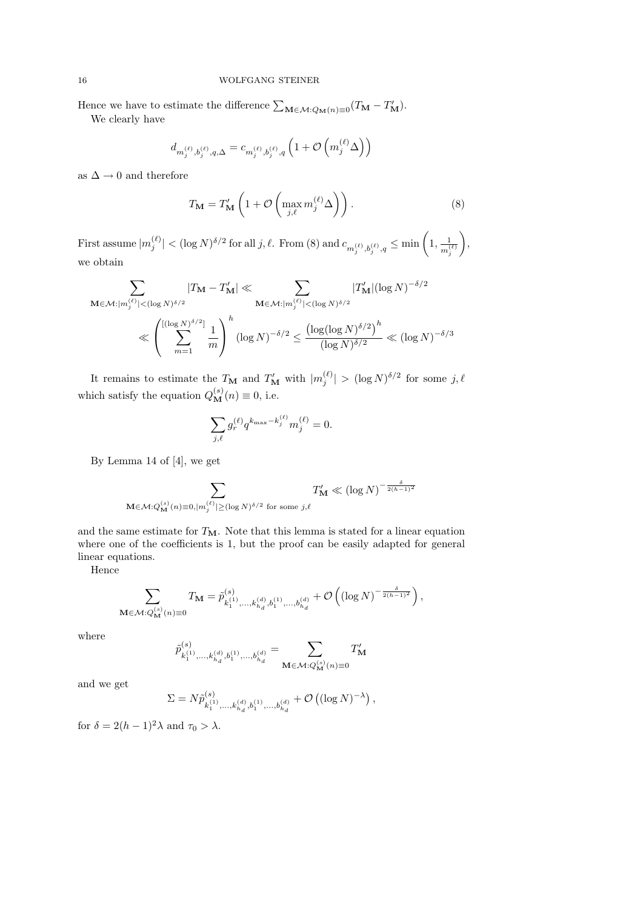Hence we have to estimate the difference $\sum_{\mathbf{M}\in\mathcal{M}:Q_{\mathbf{M}}(n)\equiv 0}(T_{\mathbf{M}} - T'_{\mathbf{M}})$.

We clearly have

$$d_{m_j^{(\ell)},b_j^{(\ell)},q,\Delta} = c_{m_j^{(\ell)},b_j^{(\ell)},q}\left(1 + \mathcal{O}\left(m_j^{(\ell)}\Delta\right)\right)$$

as $\Delta \to 0$ and therefore

$$T_{\mathbf{M}} = T'_{\mathbf{M}}\left(1 + \mathcal{O}\left(\max_{j,\ell} m_j^{(\ell)}\Delta\right)\right). \tag{8}$$

First assume $|m_j^{(\ell)}| < (\log N)^{\delta/2}$ for all $j,\ell$. From (8) and $c_{m_j^{(\ell)},b_j^{(\ell)},q} \leq \min\left(1, \frac{1}{m_j^{(\ell)}}\right)$, we obtain

$$\sum_{\mathbf{M}\in\mathcal{M}:|m_j^{(\ell)}|<(\log N)^{\delta/2}} |T_{\mathbf{M}} - T'_{\mathbf{M}}| \ll \sum_{\mathbf{M}\in\mathcal{M}:|m_j^{(\ell)}|<(\log N)^{\delta/2}} |T'_{\mathbf{M}}|(\log N)^{-\delta/2}$$

$$\ll \left(\sum_{m=1}^{[(\log N)^{\delta/2}]} \frac{1}{m}\right)^h (\log N)^{-\delta/2} \leq \frac{\left(\log(\log N)^{\delta/2}\right)^h}{(\log N)^{\delta/2}} \ll (\log N)^{-\delta/3}$$

It remains to estimate the $T_{\mathbf{M}}$ and $T'_{\mathbf{M}}$ with $|m_j^{(\ell)}| > (\log N)^{\delta/2}$ for some $j,\ell$ which satisfy the equation $Q_{\mathbf{M}}^{(s)}(n) \equiv 0$, i.e.

$$\sum_{j,\ell} g_r^{(\ell)} q^{k_{\max} - k_j^{(\ell)}} m_j^{(\ell)} = 0.$$

By Lemma 14 of [4], we get

$$\sum_{\mathbf{M}\in\mathcal{M}:Q_{\mathbf{M}}^{(s)}(n)\equiv 0, |m_j^{(\ell)}|\geq(\log N)^{\delta/2} \text{ for some } j,\ell} T'_{\mathbf{M}} \ll (\log N)^{-\frac{\delta}{2(h-1)^2}}$$

and the same estimate for $T_{\mathbf{M}}$. Note that this lemma is stated for a linear equation where one of the coefficients is 1, but the proof can be easily adapted for general linear equations.

Hence

$$\sum_{\mathbf{M}\in\mathcal{M}:Q_{\mathbf{M}}^{(s)}(n)\equiv 0} T_{\mathbf{M}} = \tilde{p}^{(s)}_{k_1^{(1)},\ldots,k_{h_d}^{(d)},b_1^{(1)},\ldots,b_{h_d}^{(d)}} + \mathcal{O}\left((\log N)^{-\frac{\delta}{2(h-1)^2}}\right),$$

where

$$\tilde{p}^{(s)}_{k_1^{(1)},\ldots,k_{h_d}^{(d)},b_1^{(1)},\ldots,b_{h_d}^{(d)}} = \sum_{\mathbf{M}\in\mathcal{M}:Q_{\mathbf{M}}^{(s)}(n)\equiv 0} T'_{\mathbf{M}}$$

and we get

$$\Sigma = N\tilde{p}^{(s)}_{k_1^{(1)},\ldots,k_{h_d}^{(d)},b_1^{(1)},\ldots,b_{h_d}^{(d)}} + \mathcal{O}\left((\log N)^{-\lambda}\right),$$

for $\delta = 2(h-1)^2\lambda$ and $\tau_0 > \lambda$.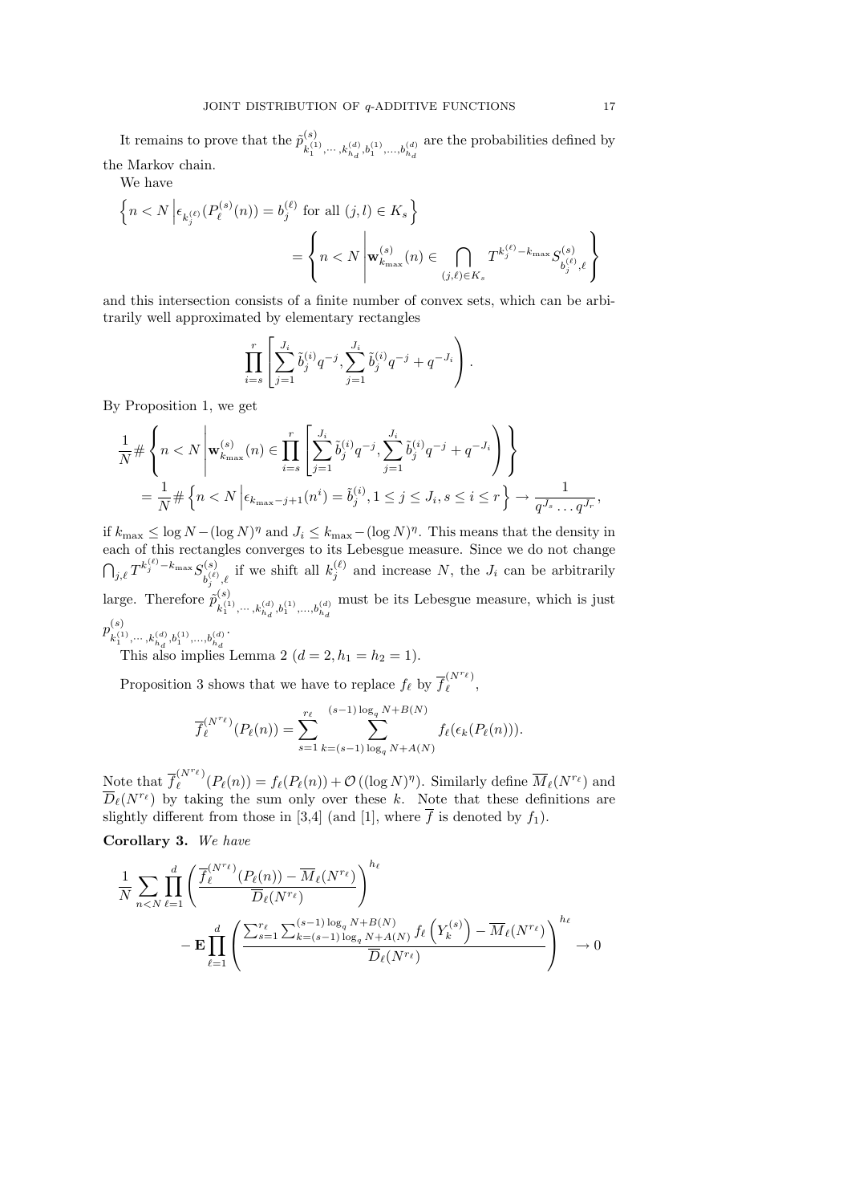It remains to prove that the $\tilde{p}^{(s)}_{k_1^{(1)},\cdots,k_{h_d}^{(d)},b_1^{(1)},\dots,b_{h_d}^{(d)}}$ are the probabilities defined by the Markov chain.

We have

$$\left\{ n < N \,\middle|\, \epsilon_{k_j^{(\ell)}}(P_\ell^{(s)}(n)) = b_j^{(\ell)} \text{ for all } (j,l) \in K_s \right\}$$
$$= \left\{ n < N \,\middle|\, \mathbf{w}^{(s)}_{k_{\max}}(n) \in \bigcap_{(j,\ell)\in K_s} T^{k_j^{(\ell)} - k_{\max}} S^{(s)}_{b_j^{(\ell)},\ell} \right\}$$

and this intersection consists of a finite number of convex sets, which can be arbitrarily well approximated by elementary rectangles

$$\prod_{i=s}^{r} \left[ \sum_{j=1}^{J_i} \tilde{b}_j^{(i)} q^{-j}, \sum_{j=1}^{J_i} \tilde{b}_j^{(i)} q^{-j} + q^{-J_i} \right).$$

By Proposition 1, we get

$$\frac{1}{N} \# \left\{ n < N \,\middle|\, \mathbf{w}^{(s)}_{k_{\max}}(n) \in \prod_{i=s}^{r} \left[ \sum_{j=1}^{J_i} \tilde{b}_j^{(i)} q^{-j}, \sum_{j=1}^{J_i} \tilde{b}_j^{(i)} q^{-j} + q^{-J_i} \right) \right\}$$
$$= \frac{1}{N} \# \left\{ n < N \,\middle|\, \epsilon_{k_{\max}-j+1}(n^i) = \tilde{b}_j^{(i)}, 1 \le j \le J_i, s \le i \le r \right\} \to \frac{1}{q^{J_s} \dots q^{J_r}},$$

if $k_{\max} \le \log N - (\log N)^\eta$ and $J_i \le k_{\max} - (\log N)^\eta$. This means that the density in each of this rectangles converges to its Lebesgue measure. Since we do not change $\bigcap_{j,\ell} T^{k_j^{(\ell)} - k_{\max}} S^{(s)}_{b_j^{(\ell)},\ell}$ if we shift all $k_j^{(\ell)}$ and increase $N$, the $J_i$ can be arbitrarily large. Therefore $\tilde{p}^{(s)}_{k_1^{(1)},\cdots,k_{h_d}^{(d)},b_1^{(1)},\dots,b_{h_d}^{(d)}}$ must be its Lebesgue measure, which is just $p^{(s)}_{k_1^{(1)},\cdots,k_{h_d}^{(d)},b_1^{(1)},\dots,b_{h_d}^{(d)}}$.

This also implies Lemma 2 ($d = 2, h_1 = h_2 = 1$).

Proposition 3 shows that we have to replace $f_\ell$ by $\overline{f}_\ell^{(N^{r_\ell})}$,

$$\overline{f}_\ell^{(N^{r_\ell})}(P_\ell(n)) = \sum_{s=1}^{r_\ell} \sum_{k=(s-1)\log_q N + A(N)}^{(s-1)\log_q N + B(N)} f_\ell(\epsilon_k(P_\ell(n))).$$

Note that $\overline{f}_\ell^{(N^{r_\ell})}(P_\ell(n)) = f_\ell(P_\ell(n)) + \mathcal{O}\left((\log N)^\eta\right)$. Similarly define $\overline{M}_\ell(N^{r_\ell})$ and $\overline{D}_\ell(N^{r_\ell})$ by taking the sum only over these $k$. Note that these definitions are slightly different from those in [3,4] (and [1], where $\overline{f}$ is denoted by $f_1$).

**Corollary 3.** *We have*

$$\frac{1}{N} \sum_{n<N} \prod_{\ell=1}^{d} \left( \frac{\overline{f}_\ell^{(N^{r_\ell})}(P_\ell(n)) - \overline{M}_\ell(N^{r_\ell})}{\overline{D}_\ell(N^{r_\ell})} \right)^{h_\ell}$$
$$- \mathbf{E} \prod_{\ell=1}^{d} \left( \frac{\sum_{s=1}^{r_\ell} \sum_{k=(s-1)\log_q N + A(N)}^{(s-1)\log_q N + B(N)} f_\ell\left(Y_k^{(s)}\right) - \overline{M}_\ell(N^{r_\ell})}{\overline{D}_\ell(N^{r_\ell})} \right)^{h_\ell} \to 0$$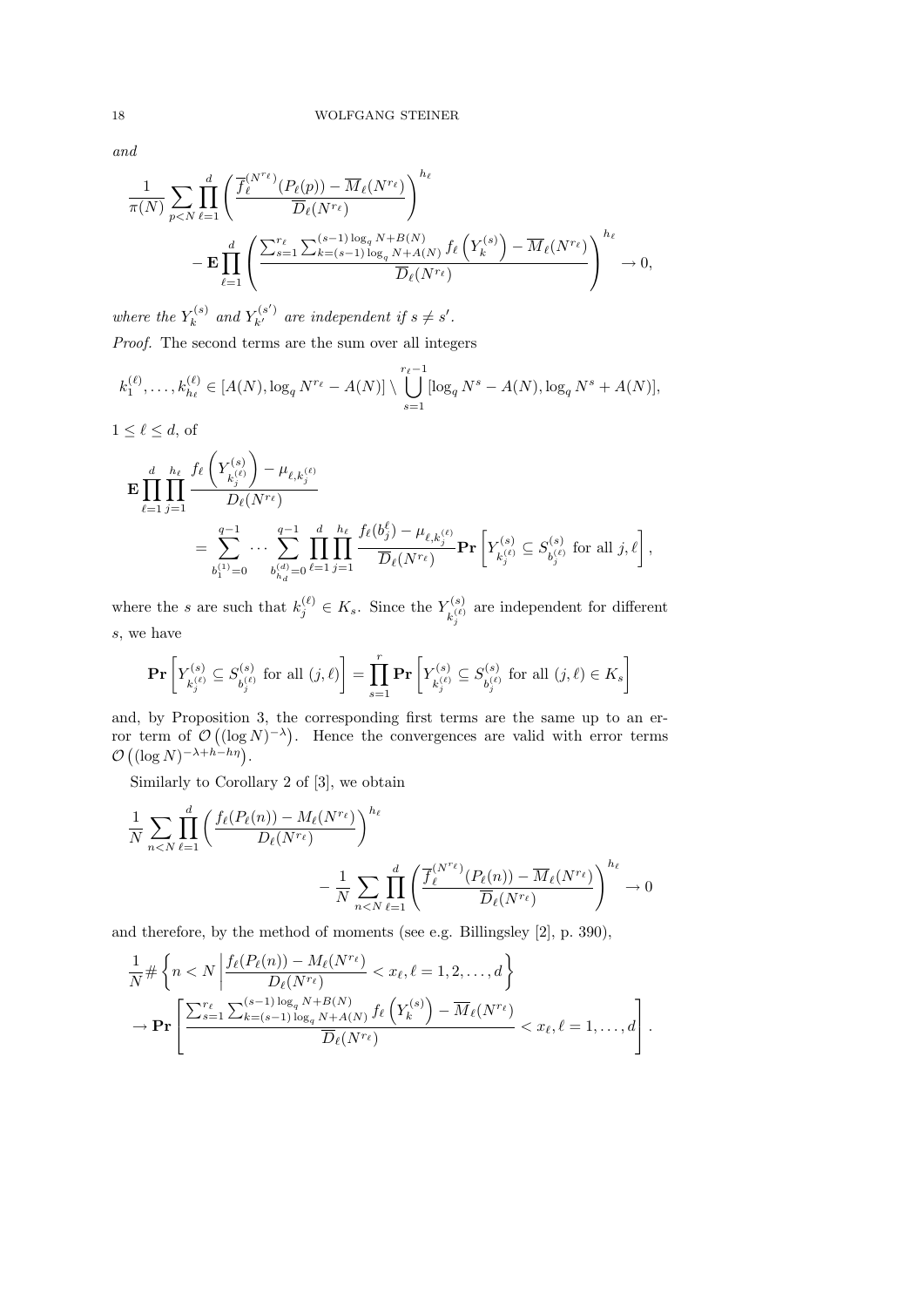*and*

$$\frac{1}{\pi(N)} \sum_{p<N} \prod_{\ell=1}^{d} \left( \frac{\overline{f}_\ell^{(N^{r_\ell})}(P_\ell(p)) - \overline{M}_\ell(N^{r_\ell})}{\overline{D}_\ell(N^{r_\ell})} \right)^{h_\ell}$$

$$- \mathbf{E} \prod_{\ell=1}^{d} \left( \frac{\sum_{s=1}^{r_\ell} \sum_{k=(s-1)\log_q N + A(N)}^{(s-1)\log_q N + B(N)} f_\ell\left(Y_k^{(s)}\right) - \overline{M}_\ell(N^{r_\ell})}{\overline{D}_\ell(N^{r_\ell})} \right)^{h_\ell} \to 0,$$

*where the* $Y_k^{(s)}$ *and* $Y_{k'}^{(s')}$ *are independent if* $s \neq s'$.

*Proof.* The second terms are the sum over all integers

$$k_1^{(\ell)}, \ldots, k_{h_\ell}^{(\ell)} \in [A(N), \log_q N^{r_\ell} - A(N)] \setminus \bigcup_{s=1}^{r_\ell - 1} [\log_q N^s - A(N), \log_q N^s + A(N)],$$

$1 \leq \ell \leq d$, of

$$\mathbf{E} \prod_{\ell=1}^{d} \prod_{j=1}^{h_\ell} \frac{f_\ell\left(Y_{k_j^{(\ell)}}^{(s)}\right) - \mu_{\ell, k_j^{(\ell)}}}{D_\ell(N^{r_\ell})}$$

$$= \sum_{b_1^{(1)}=0}^{q-1} \cdots \sum_{b_{h_d}^{(d)}=0}^{q-1} \prod_{\ell=1}^{d} \prod_{j=1}^{h_\ell} \frac{f_\ell(b_j^\ell) - \mu_{\ell, k_j^{(\ell)}}}{\overline{D}_\ell(N^{r_\ell})} \mathbf{Pr}\left[Y_{k_j^{(\ell)}}^{(s)} \subseteq S_{b_j^{(\ell)}}^{(s)} \text{ for all } j, \ell\right],$$

where the $s$ are such that $k_j^{(\ell)} \in K_s$. Since the $Y_{k_j^{(\ell)}}^{(s)}$ are independent for different $s$, we have

$$\mathbf{Pr}\left[Y_{k_j^{(\ell)}}^{(s)} \subseteq S_{b_j^{(\ell)}}^{(s)} \text{ for all } (j, \ell)\right] = \prod_{s=1}^{r} \mathbf{Pr}\left[Y_{k_j^{(\ell)}}^{(s)} \subseteq S_{b_j^{(\ell)}}^{(s)} \text{ for all } (j, \ell) \in K_s\right]$$

and, by Proposition 3, the corresponding first terms are the same up to an error term of $\mathcal{O}\left((\log N)^{-\lambda}\right)$. Hence the convergences are valid with error terms $\mathcal{O}\left((\log N)^{-\lambda + h - h\eta}\right)$.

Similarly to Corollary 2 of [3], we obtain

$$\frac{1}{N} \sum_{n<N} \prod_{\ell=1}^{d} \left( \frac{f_\ell(P_\ell(n)) - M_\ell(N^{r_\ell})}{D_\ell(N^{r_\ell})} \right)^{h_\ell}$$

$$- \frac{1}{N} \sum_{n<N} \prod_{\ell=1}^{d} \left( \frac{\overline{f}_\ell^{(N^{r_\ell})}(P_\ell(n)) - \overline{M}_\ell(N^{r_\ell})}{\overline{D}_\ell(N^{r_\ell})} \right)^{h_\ell} \to 0$$

and therefore, by the method of moments (see e.g. Billingsley [2], p. 390),

$$\frac{1}{N} \# \left\{ n < N \,\middle|\, \frac{f_\ell(P_\ell(n)) - M_\ell(N^{r_\ell})}{D_\ell(N^{r_\ell})} < x_\ell, \ell = 1, 2, \ldots, d \right\}$$

$$\to \mathbf{Pr}\left[ \frac{\sum_{s=1}^{r_\ell} \sum_{k=(s-1)\log_q N + A(N)}^{(s-1)\log_q N + B(N)} f_\ell\left(Y_k^{(s)}\right) - \overline{M}_\ell(N^{r_\ell})}{\overline{D}_\ell(N^{r_\ell})} < x_\ell, \ell = 1, \ldots, d \right].$$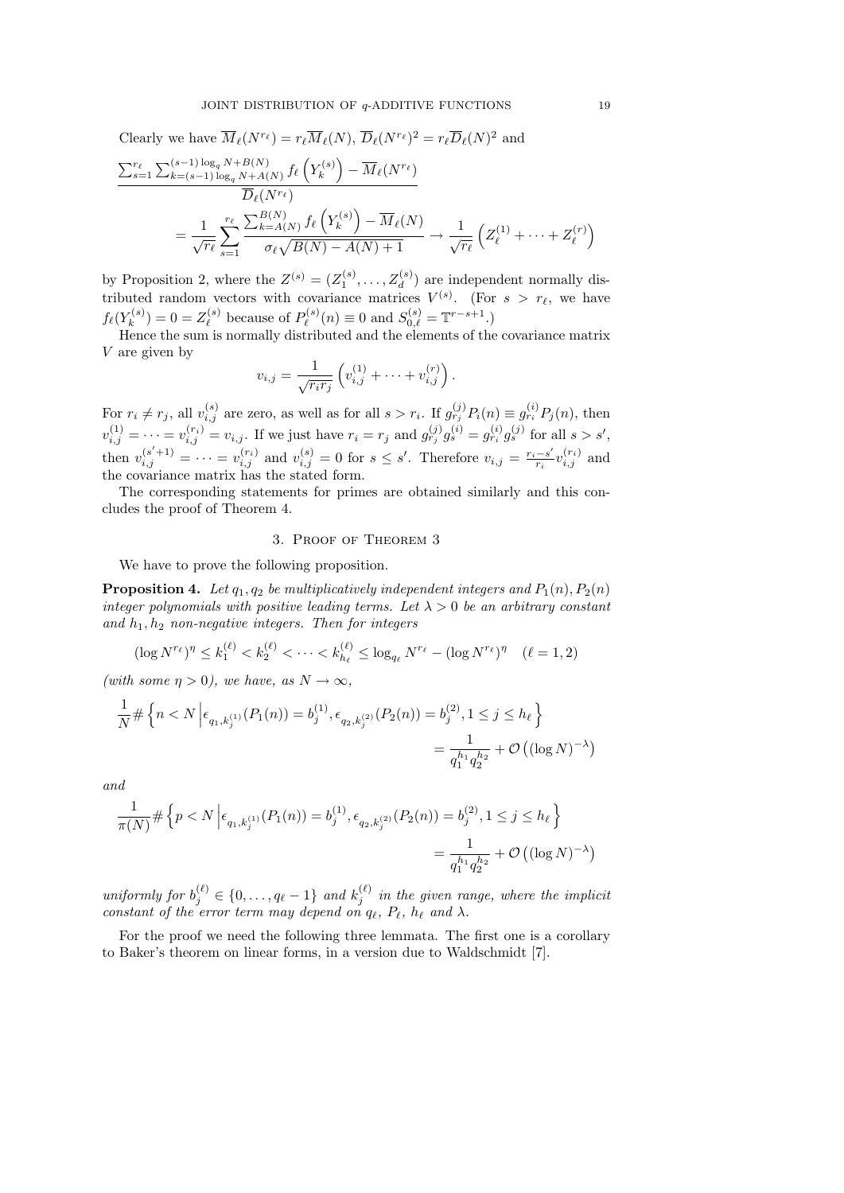Clearly we have $\overline{M}_\ell(N^{r_\ell}) = r_\ell \overline{M}_\ell(N)$, $\overline{D}_\ell(N^{r_\ell})^2 = r_\ell \overline{D}_\ell(N)^2$ and

$$\frac{\sum_{s=1}^{r_\ell} \sum_{k=(s-1)\log_q N + A(N)}^{(s-1)\log_q N + B(N)} f_\ell\left(Y_k^{(s)}\right) - \overline{M}_\ell(N^{r_\ell})}{\overline{D}_\ell(N^{r_\ell})}$$
$$= \frac{1}{\sqrt{r_\ell}} \sum_{s=1}^{r_\ell} \frac{\sum_{k=A(N)}^{B(N)} f_\ell\left(Y_k^{(s)}\right) - \overline{M}_\ell(N)}{\sigma_\ell \sqrt{B(N) - A(N) + 1}} \to \frac{1}{\sqrt{r_\ell}} \left( Z_\ell^{(1)} + \cdots + Z_\ell^{(r)} \right)$$

by Proposition 2, where the $Z^{(s)} = (Z_1^{(s)}, \ldots, Z_d^{(s)})$ are independent normally distributed random vectors with covariance matrices $V^{(s)}$. (For $s > r_\ell$, we have $f_\ell(Y_k^{(s)}) = 0 = Z_\ell^{(s)}$ because of $P_\ell^{(s)}(n) \equiv 0$ and $S_{0,\ell}^{(s)} = \mathbb{T}^{r-s+1}$.)

Hence the sum is normally distributed and the elements of the covariance matrix $V$ are given by

$$v_{i,j} = \frac{1}{\sqrt{r_i r_j}} \left( v_{i,j}^{(1)} + \cdots + v_{i,j}^{(r)} \right).$$

For $r_i \neq r_j$, all $v_{i,j}^{(s)}$ are zero, as well as for all $s > r_i$. If $g_{r_j}^{(j)} P_i(n) \equiv g_{r_i}^{(i)} P_j(n)$, then $v_{i,j}^{(1)} = \cdots = v_{i,j}^{(r_i)} = v_{i,j}$. If we just have $r_i = r_j$ and $g_{r_j}^{(j)} g_s^{(i)} = g_{r_i}^{(i)} g_s^{(j)}$ for all $s > s'$, then $v_{i,j}^{(s'+1)} = \cdots = v_{i,j}^{(r_i)}$ and $v_{i,j}^{(s)} = 0$ for $s \leq s'$. Therefore $v_{i,j} = \frac{r_i - s'}{r_i} v_{i,j}^{(r_i)}$ and the covariance matrix has the stated form.

The corresponding statements for primes are obtained similarly and this concludes the proof of Theorem 4.

## 3. Proof of Theorem 3

We have to prove the following proposition.

**Proposition 4.** *Let $q_1, q_2$ be multiplicatively independent integers and $P_1(n), P_2(n)$ integer polynomials with positive leading terms. Let $\lambda > 0$ be an arbitrary constant and $h_1, h_2$ non-negative integers. Then for integers*

$$(\log N^{r_\ell})^\eta \leq k_1^{(\ell)} < k_2^{(\ell)} < \cdots < k_{h_\ell}^{(\ell)} \leq \log_{q_\ell} N^{r_\ell} - (\log N^{r_\ell})^\eta \quad (\ell = 1, 2)$$

*(with some $\eta > 0$), we have, as $N \to \infty$,*

$$\frac{1}{N} \# \left\{ n < N \,\middle|\, \epsilon_{q_1, k_j^{(1)}}(P_1(n)) = b_j^{(1)}, \epsilon_{q_2, k_j^{(2)}}(P_2(n)) = b_j^{(2)}, 1 \leq j \leq h_\ell \right\}$$
$$= \frac{1}{q_1^{h_1} q_2^{h_2}} + \mathcal{O}\left( (\log N)^{-\lambda} \right)$$

*and*

$$\frac{1}{\pi(N)} \# \left\{ p < N \,\middle|\, \epsilon_{q_1, k_j^{(1)}}(P_1(n)) = b_j^{(1)}, \epsilon_{q_2, k_j^{(2)}}(P_2(n)) = b_j^{(2)}, 1 \leq j \leq h_\ell \right\}$$
$$= \frac{1}{q_1^{h_1} q_2^{h_2}} + \mathcal{O}\left( (\log N)^{-\lambda} \right)$$

*uniformly for $b_j^{(\ell)} \in \{0, \ldots, q_\ell - 1\}$ and $k_j^{(\ell)}$ in the given range, where the implicit constant of the error term may depend on $q_\ell$, $P_\ell$, $h_\ell$ and $\lambda$.*

For the proof we need the following three lemmata. The first one is a corollary to Baker's theorem on linear forms, in a version due to Waldschmidt [7].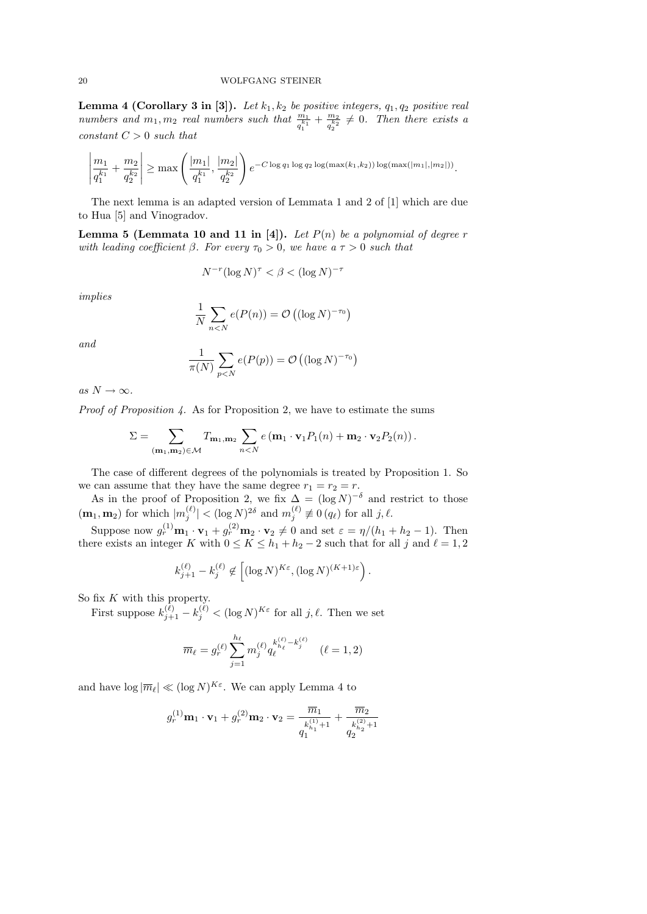**Lemma 4 (Corollary 3 in [3]).** *Let $k_1, k_2$ be positive integers, $q_1, q_2$ positive real numbers and $m_1, m_2$ real numbers such that $\frac{m_1}{q_1^{k_1}} + \frac{m_2}{q_2^{k_2}} \neq 0$. Then there exists a constant $C > 0$ such that*

$$\left|\frac{m_1}{q_1^{k_1}} + \frac{m_2}{q_2^{k_2}}\right| \geq \max\left(\frac{|m_1|}{q_1^{k_1}}, \frac{|m_2|}{q_2^{k_2}}\right) e^{-C \log q_1 \log q_2 \log(\max(k_1,k_2)) \log(\max(|m_1|,|m_2|))}.$$

The next lemma is an adapted version of Lemmata 1 and 2 of [1] which are due to Hua [5] and Vinogradov.

**Lemma 5 (Lemmata 10 and 11 in [4]).** *Let $P(n)$ be a polynomial of degree $r$ with leading coefficient $\beta$. For every $\tau_0 > 0$, we have a $\tau > 0$ such that*

$$N^{-r}(\log N)^{\tau} < \beta < (\log N)^{-\tau}$$

*implies*

$$\frac{1}{N}\sum_{n<N} e(P(n)) = \mathcal{O}\left((\log N)^{-\tau_0}\right)$$

*and*

$$\frac{1}{\pi(N)}\sum_{p<N} e(P(p)) = \mathcal{O}\left((\log N)^{-\tau_0}\right)$$

*as $N \to \infty$.*

*Proof of Proposition 4.* As for Proposition 2, we have to estimate the sums

$$\Sigma = \sum_{(\mathbf{m}_1,\mathbf{m}_2)\in\mathcal{M}} T_{\mathbf{m}_1,\mathbf{m}_2} \sum_{n<N} e\left(\mathbf{m}_1 \cdot \mathbf{v}_1 P_1(n) + \mathbf{m}_2 \cdot \mathbf{v}_2 P_2(n)\right).$$

The case of different degrees of the polynomials is treated by Proposition 1. So we can assume that they have the same degree $r_1 = r_2 = r$.

As in the proof of Proposition 2, we fix $\Delta = (\log N)^{-\delta}$ and restrict to those $(\mathbf{m}_1, \mathbf{m}_2)$ for which $|m_j^{(\ell)}| < (\log N)^{2\delta}$ and $m_j^{(\ell)} \not\equiv 0\,(q_\ell)$ for all $j, \ell$.

Suppose now $g_r^{(1)}\mathbf{m}_1 \cdot \mathbf{v}_1 + g_r^{(2)}\mathbf{m}_2 \cdot \mathbf{v}_2 \neq 0$ and set $\varepsilon = \eta/(h_1 + h_2 - 1)$. Then there exists an integer $K$ with $0 \leq K \leq h_1 + h_2 - 2$ such that for all $j$ and $\ell = 1, 2$

$$k_{j+1}^{(\ell)} - k_j^{(\ell)} \notin \left[(\log N)^{K\varepsilon}, (\log N)^{(K+1)\varepsilon}\right).$$

So fix $K$ with this property.

First suppose $k_{j+1}^{(\ell)} - k_j^{(\ell)} < (\log N)^{K\varepsilon}$ for all $j, \ell$. Then we set

$$\overline{m}_\ell = g_r^{(\ell)} \sum_{j=1}^{h_\ell} m_j^{(\ell)} q_\ell^{k_{h_\ell}^{(\ell)} - k_j^{(\ell)}} \quad (\ell = 1, 2)$$

and have $\log|\overline{m}_\ell| \ll (\log N)^{K\varepsilon}$. We can apply Lemma 4 to

$$g_r^{(1)}\mathbf{m}_1 \cdot \mathbf{v}_1 + g_r^{(2)}\mathbf{m}_2 \cdot \mathbf{v}_2 = \frac{\overline{m}_1}{q_1^{k_{h_1}^{(1)}+1}} + \frac{\overline{m}_2}{q_2^{k_{h_2}^{(2)}+1}}$$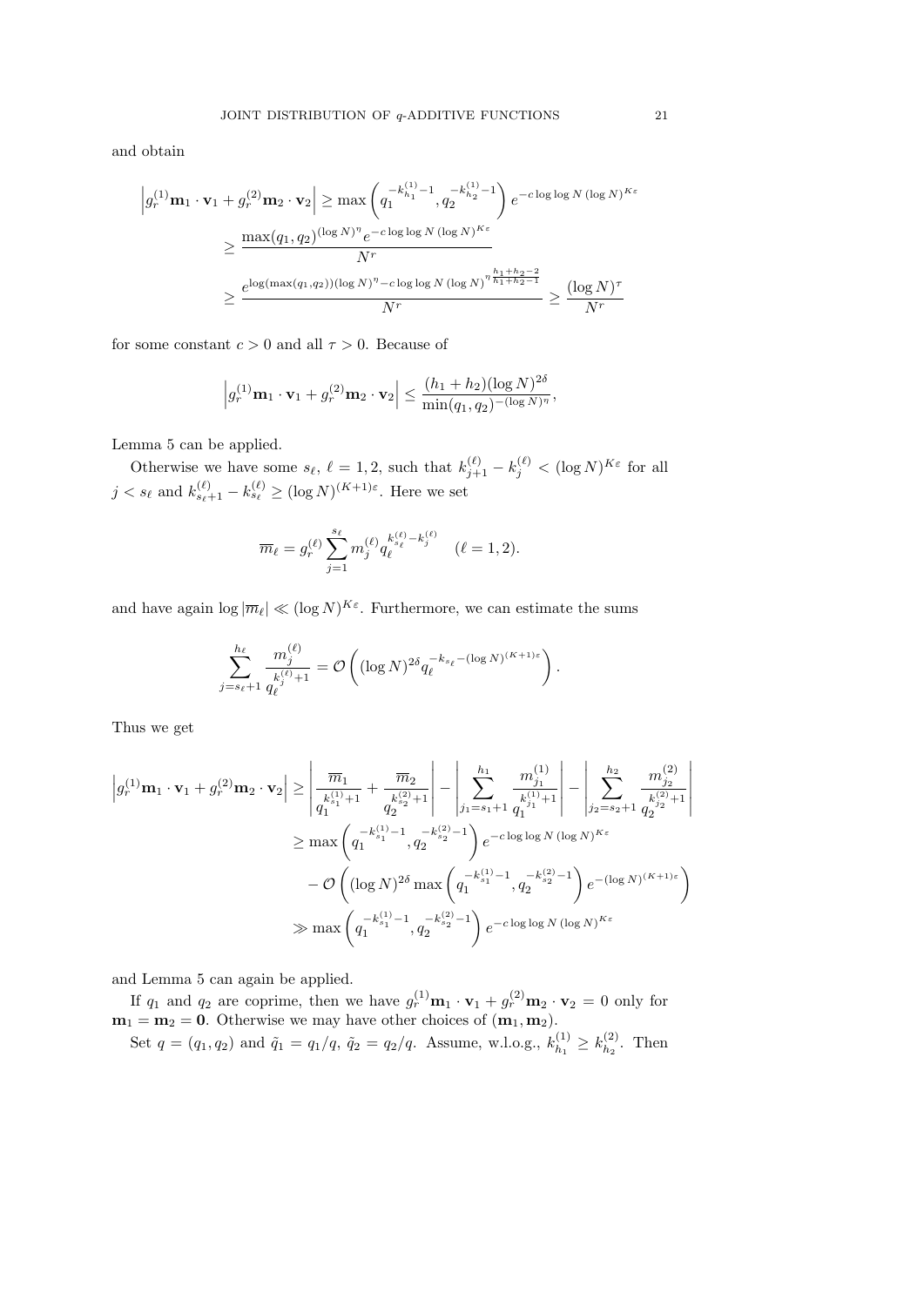and obtain

$$\begin{aligned}
\left|g_r^{(1)}\mathbf{m}_1 \cdot \mathbf{v}_1 + g_r^{(2)}\mathbf{m}_2 \cdot \mathbf{v}_2\right| &\geq \max\left(q_1^{-k_{h_1}^{(1)}-1}, q_2^{-k_{h_2}^{(1)}-1}\right) e^{-c\log\log N\,(\log N)^{K\varepsilon}} \\
&\geq \frac{\max(q_1,q_2)^{(\log N)^\eta} e^{-c\log\log N\,(\log N)^{K\varepsilon}}}{N^r} \\
&\geq \frac{e^{\log(\max(q_1,q_2))(\log N)^\eta - c\log\log N\,(\log N)^{\eta\frac{h_1+h_2-2}{h_1+h_2-1}}}}{N^r} \geq \frac{(\log N)^\tau}{N^r}
\end{aligned}$$

for some constant $c > 0$ and all $\tau > 0$. Because of

$$\left|g_r^{(1)}\mathbf{m}_1 \cdot \mathbf{v}_1 + g_r^{(2)}\mathbf{m}_2 \cdot \mathbf{v}_2\right| \leq \frac{(h_1+h_2)(\log N)^{2\delta}}{\min(q_1,q_2)^{-(\log N)^\eta}},$$

Lemma 5 can be applied.

Otherwise we have some $s_\ell$, $\ell = 1,2$, such that $k_{j+1}^{(\ell)} - k_j^{(\ell)} < (\log N)^{K\varepsilon}$ for all $j < s_\ell$ and $k_{s_\ell+1}^{(\ell)} - k_{s_\ell}^{(\ell)} \geq (\log N)^{(K+1)\varepsilon}$. Here we set

$$\overline{m}_\ell = g_r^{(\ell)} \sum_{j=1}^{s_\ell} m_j^{(\ell)} q_\ell^{k_{s_\ell}^{(\ell)} - k_j^{(\ell)}} \quad (\ell = 1,2).$$

and have again $\log|\overline{m}_\ell| \ll (\log N)^{K\varepsilon}$. Furthermore, we can estimate the sums

$$\sum_{j=s_\ell+1}^{h_\ell} \frac{m_j^{(\ell)}}{q_\ell^{k_j^{(\ell)}+1}} = \mathcal{O}\left((\log N)^{2\delta} q_\ell^{-k_{s_\ell} - (\log N)^{(K+1)\varepsilon}}\right).$$

Thus we get

$$\begin{aligned}
\left|g_r^{(1)}\mathbf{m}_1 \cdot \mathbf{v}_1 + g_r^{(2)}\mathbf{m}_2 \cdot \mathbf{v}_2\right| &\geq \left|\frac{\overline{m}_1}{q_1^{k_{s_1}^{(1)}+1}} + \frac{\overline{m}_2}{q_2^{k_{s_2}^{(2)}+1}}\right| - \left|\sum_{j_1=s_1+1}^{h_1} \frac{m_{j_1}^{(1)}}{q_1^{k_{j_1}^{(1)}+1}}\right| - \left|\sum_{j_2=s_2+1}^{h_2} \frac{m_{j_2}^{(2)}}{q_2^{k_{j_2}^{(2)}+1}}\right| \\
&\geq \max\left(q_1^{-k_{s_1}^{(1)}-1}, q_2^{-k_{s_2}^{(2)}-1}\right) e^{-c\log\log N\,(\log N)^{K\varepsilon}} \\
&\quad - \mathcal{O}\left((\log N)^{2\delta} \max\left(q_1^{-k_{s_1}^{(1)}-1}, q_2^{-k_{s_2}^{(2)}-1}\right) e^{-(\log N)^{(K+1)\varepsilon}}\right) \\
&\gg \max\left(q_1^{-k_{s_1}^{(1)}-1}, q_2^{-k_{s_2}^{(2)}-1}\right) e^{-c\log\log N\,(\log N)^{K\varepsilon}}
\end{aligned}$$

and Lemma 5 can again be applied.

If $q_1$ and $q_2$ are coprime, then we have $g_r^{(1)}\mathbf{m}_1 \cdot \mathbf{v}_1 + g_r^{(2)}\mathbf{m}_2 \cdot \mathbf{v}_2 = 0$ only for $\mathbf{m}_1 = \mathbf{m}_2 = \mathbf{0}$. Otherwise we may have other choices of $(\mathbf{m}_1, \mathbf{m}_2)$.

Set $q = (q_1, q_2)$ and $\tilde{q}_1 = q_1/q$, $\tilde{q}_2 = q_2/q$. Assume, w.l.o.g., $k_{h_1}^{(1)} \geq k_{h_2}^{(2)}$. Then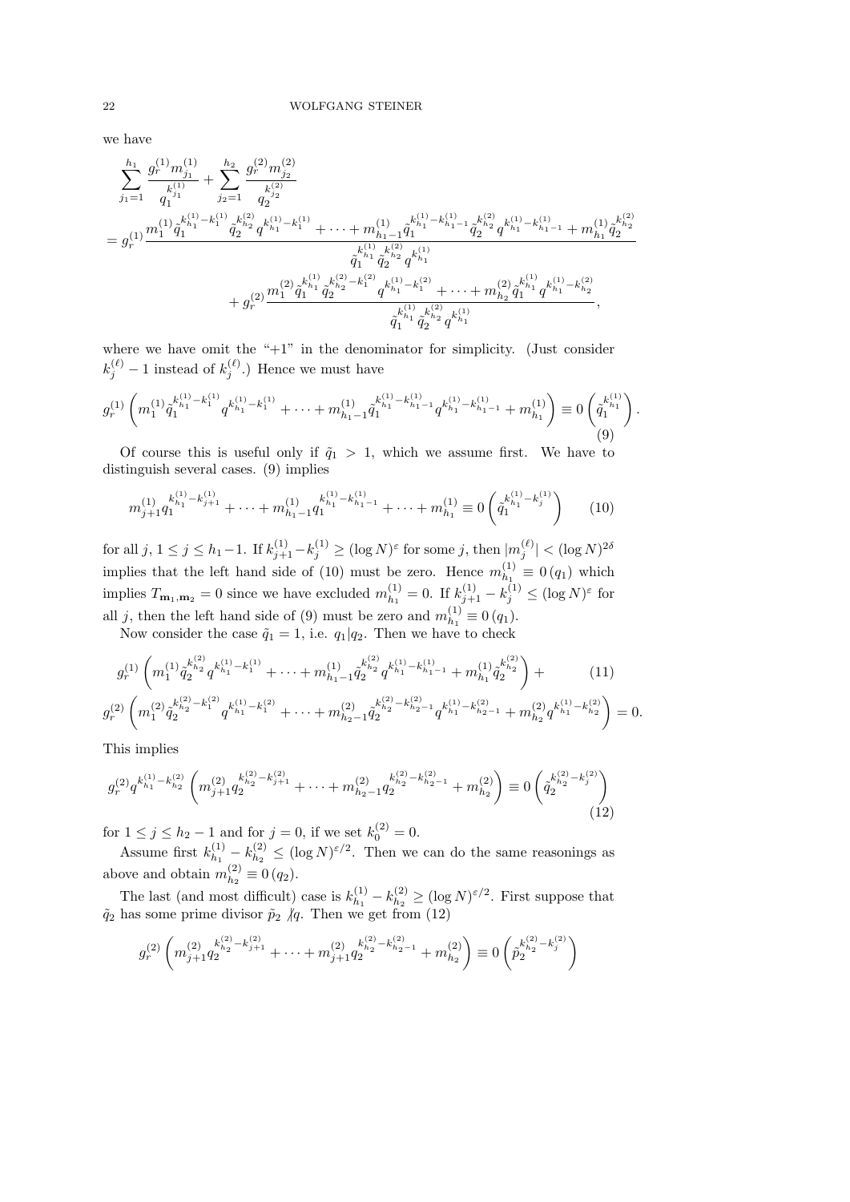we have

$$\sum_{j_1=1}^{h_1} \frac{g_r^{(1)} m_{j_1}^{(1)}}{q_1^{k_{j_1}^{(1)}}} + \sum_{j_2=1}^{h_2} \frac{g_r^{(2)} m_{j_2}^{(2)}}{q_2^{k_{j_2}^{(2)}}}$$

$$= g_r^{(1)} \frac{m_1^{(1)} \tilde{q}_1^{k_{h_1}^{(1)}-k_1^{(1)}} \tilde{q}_2^{k_{h_2}^{(2)}} q^{k_{h_1}^{(1)}-k_1^{(1)}} + \cdots + m_{h_1-1}^{(1)} \tilde{q}_1^{k_{h_1}^{(1)}-k_{h_1-1}^{(1)}} \tilde{q}_2^{k_{h_2}^{(2)}} q^{k_{h_1}^{(1)}-k_{h_1-1}^{(1)}} + m_{h_1}^{(1)} \tilde{q}_2^{k_{h_2}^{(2)}}}{\tilde{q}_1^{k_{h_1}^{(1)}} \tilde{q}_2^{k_{h_2}^{(2)}} q^{k_{h_1}^{(1)}}}$$

$$+ g_r^{(2)} \frac{m_1^{(2)} \tilde{q}_1^{k_{h_1}^{(1)}} \tilde{q}_2^{k_{h_2}^{(2)}-k_1^{(2)}} q^{k_{h_1}^{(1)}-k_1^{(2)}} + \cdots + m_{h_2}^{(2)} \tilde{q}_1^{k_{h_1}^{(1)}} q^{k_{h_1}^{(1)}-k_{h_2}^{(2)}}}{\tilde{q}_1^{k_{h_1}^{(1)}} \tilde{q}_2^{k_{h_2}^{(2)}} q^{k_{h_1}^{(1)}}},$$

where we have omit the "+1" in the denominator for simplicity. (Just consider $k_j^{(\ell)}-1$ instead of $k_j^{(\ell)}$.) Hence we must have

$$g_r^{(1)} \left( m_1^{(1)} \tilde{q}_1^{k_{h_1}^{(1)}-k_1^{(1)}} q^{k_{h_1}^{(1)}-k_1^{(1)}} + \cdots + m_{h_1-1}^{(1)} \tilde{q}_1^{k_{h_1}^{(1)}-k_{h_1-1}^{(1)}} q^{k_{h_1}^{(1)}-k_{h_1-1}^{(1)}} + m_{h_1}^{(1)} \right) \equiv 0 \left( \tilde{q}_1^{k_{h_1}^{(1)}} \right). \tag{9}$$

Of course this is useful only if $\tilde{q}_1 > 1$, which we assume first. We have to distinguish several cases. (9) implies

$$m_{j+1}^{(1)} q_1^{k_{h_1}^{(1)}-k_{j+1}^{(1)}} + \cdots + m_{h_1-1}^{(1)} q_1^{k_{h_1}^{(1)}-k_{h_1-1}^{(1)}} + \cdots + m_{h_1}^{(1)} \equiv 0 \left( \tilde{q}_1^{k_{h_1}^{(1)}-k_j^{(1)}} \right) \tag{10}$$

for all $j$, $1 \le j \le h_1 - 1$. If $k_{j+1}^{(1)} - k_j^{(1)} \ge (\log N)^\varepsilon$ for some $j$, then $|m_j^{(\ell)}| < (\log N)^{2\delta}$ implies that the left hand side of (10) must be zero. Hence $m_{h_1}^{(1)} \equiv 0\,(q_1)$ which implies $T_{\mathbf{m}_1,\mathbf{m}_2} = 0$ since we have excluded $m_{h_1}^{(1)} = 0$. If $k_{j+1}^{(1)} - k_j^{(1)} \le (\log N)^\varepsilon$ for all $j$, then the left hand side of (9) must be zero and $m_{h_1}^{(1)} \equiv 0\,(q_1)$.

Now consider the case $\tilde{q}_1 = 1$, i.e. $q_1 | q_2$. Then we have to check

$$g_r^{(1)} \left( m_1^{(1)} \tilde{q}_2^{k_{h_2}^{(2)}} q^{k_{h_1}^{(1)}-k_1^{(1)}} + \cdots + m_{h_1-1}^{(1)} \tilde{q}_2^{k_{h_2}^{(2)}} q^{k_{h_1}^{(1)}-k_{h_1-1}^{(1)}} + m_{h_1}^{(1)} \tilde{q}_2^{k_{h_2}^{(2)}} \right) + \tag{11}$$

$$g_r^{(2)} \left( m_1^{(2)} \tilde{q}_2^{k_{h_2}^{(2)}-k_1^{(2)}} q^{k_{h_1}^{(1)}-k_1^{(2)}} + \cdots + m_{h_2-1}^{(2)} \tilde{q}_2^{k_{h_2}^{(2)}-k_{h_2-1}^{(2)}} q^{k_{h_1}^{(1)}-k_{h_2-1}^{(2)}} + m_{h_2}^{(2)} q^{k_{h_1}^{(1)}-k_{h_2}^{(2)}} \right) = 0.$$

This implies

$$g_r^{(2)} q^{k_{h_1}^{(1)}-k_{h_2}^{(2)}} \left( m_{j+1}^{(2)} q_2^{k_{h_2}^{(2)}-k_{j+1}^{(2)}} + \cdots + m_{h_2-1}^{(2)} q_2^{k_{h_2}^{(2)}-k_{h_2-1}^{(2)}} + m_{h_2}^{(2)} \right) \equiv 0 \left( \tilde{q}_2^{k_{h_2}^{(2)}-k_j^{(2)}} \right) \tag{12}$$

for $1 \le j \le h_2 - 1$ and for $j = 0$, if we set $k_0^{(2)} = 0$.

Assume first $k_{h_1}^{(1)} - k_{h_2}^{(2)} \le (\log N)^{\varepsilon/2}$. Then we can do the same reasonings as above and obtain $m_{h_2}^{(2)} \equiv 0\,(q_2)$.

The last (and most difficult) case is $k_{h_1}^{(1)} - k_{h_2}^{(2)} \ge (\log N)^{\varepsilon/2}$. First suppose that $\tilde{q}_2$ has some prime divisor $\tilde{p}_2 \not| q$. Then we get from (12)

$$g_r^{(2)} \left( m_{j+1}^{(2)} q_2^{k_{h_2}^{(2)}-k_{j+1}^{(2)}} + \cdots + m_{j+1}^{(2)} q_2^{k_{h_2}^{(2)}-k_{h_2-1}^{(2)}} + m_{h_2}^{(2)} \right) \equiv 0 \left( \tilde{p}_2^{k_{h_2}^{(2)}-k_j^{(2)}} \right)$$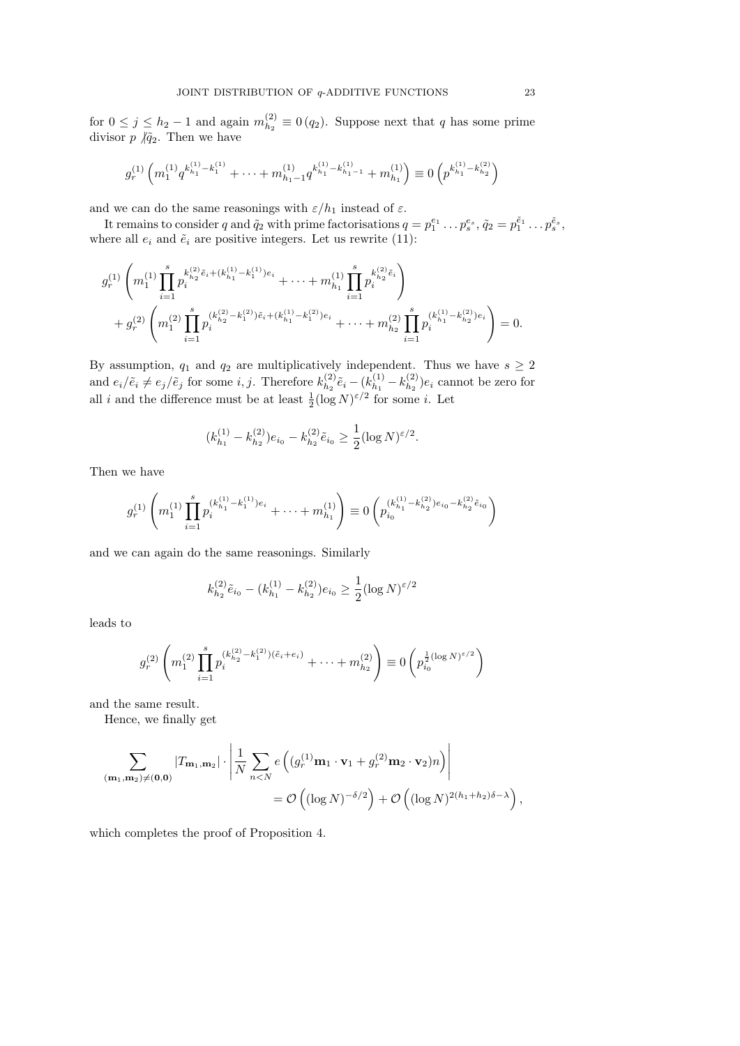for $0 \le j \le h_2 - 1$ and again $m_{h_2}^{(2)} \equiv 0\,(q_2)$. Suppose next that $q$ has some prime divisor $p \not| \tilde{q}_2$. Then we have

$$g_r^{(1)}\left(m_1^{(1)} q^{k_{h_1}^{(1)} - k_1^{(1)}} + \cdots + m_{h_1-1}^{(1)} q^{k_{h_1}^{(1)} - k_{h_1-1}^{(1)}} + m_{h_1}^{(1)}\right) \equiv 0\left(p^{k_{h_1}^{(1)} - k_{h_2}^{(2)}}\right)$$

and we can do the same reasonings with $\varepsilon/h_1$ instead of $\varepsilon$.

It remains to consider $q$ and $\tilde{q}_2$ with prime factorisations $q = p_1^{e_1}\dots p_s^{e_s}$, $\tilde{q}_2 = p_1^{\tilde{e}_1}\dots p_s^{\tilde{e}_s}$, where all $e_i$ and $\tilde{e}_i$ are positive integers. Let us rewrite (11):

$$\begin{aligned}
&g_r^{(1)}\left(m_1^{(1)}\prod_{i=1}^{s} p_i^{k_{h_2}^{(2)}\tilde{e}_i + (k_{h_1}^{(1)} - k_1^{(1)})e_i} + \cdots + m_{h_1}^{(1)}\prod_{i=1}^{s} p_i^{k_{h_2}^{(2)}\tilde{e}_i}\right)\\
&\quad + g_r^{(2)}\left(m_1^{(2)}\prod_{i=1}^{s} p_i^{(k_{h_2}^{(2)} - k_1^{(2)})\tilde{e}_i + (k_{h_1}^{(1)} - k_1^{(2)})e_i} + \cdots + m_{h_2}^{(2)}\prod_{i=1}^{s} p_i^{(k_{h_1}^{(1)} - k_{h_2}^{(2)})e_i}\right) = 0.
\end{aligned}$$

By assumption, $q_1$ and $q_2$ are multiplicatively independent. Thus we have $s \ge 2$ and $e_i/\tilde{e}_i \ne e_j/\tilde{e}_j$ for some $i, j$. Therefore $k_{h_2}^{(2)}\tilde{e}_i - (k_{h_1}^{(1)} - k_{h_2}^{(2)})e_i$ cannot be zero for all $i$ and the difference must be at least $\frac{1}{2}(\log N)^{\varepsilon/2}$ for some $i$. Let

$$(k_{h_1}^{(1)} - k_{h_2}^{(2)})e_{i_0} - k_{h_2}^{(2)}\tilde{e}_{i_0} \ge \frac{1}{2}(\log N)^{\varepsilon/2}.$$

Then we have

$$g_r^{(1)}\left(m_1^{(1)}\prod_{i=1}^{s} p_i^{(k_{h_1}^{(1)} - k_1^{(1)})e_i} + \cdots + m_{h_1}^{(1)}\right) \equiv 0\left(p_{i_0}^{(k_{h_1}^{(1)} - k_{h_2}^{(2)})e_{i_0} - k_{h_2}^{(2)}\tilde{e}_{i_0}}\right)$$

and we can again do the same reasonings. Similarly

$$k_{h_2}^{(2)}\tilde{e}_{i_0} - (k_{h_1}^{(1)} - k_{h_2}^{(2)})e_{i_0} \ge \frac{1}{2}(\log N)^{\varepsilon/2}$$

leads to

$$g_r^{(2)}\left(m_1^{(2)}\prod_{i=1}^{s} p_i^{(k_{h_2}^{(2)} - k_1^{(2)})(\tilde{e}_i + e_i)} + \cdots + m_{h_2}^{(2)}\right) \equiv 0\left(p_{i_0}^{\frac{1}{2}(\log N)^{\varepsilon/2}}\right)$$

and the same result.

Hence, we finally get

$$\begin{aligned}
\sum_{(\mathbf{m}_1,\mathbf{m}_2)\ne(\mathbf{0},\mathbf{0})} |T_{\mathbf{m}_1,\mathbf{m}_2}| \cdot \left|\frac{1}{N}\sum_{n<N} e\left((g_r^{(1)}\mathbf{m}_1\cdot\mathbf{v}_1 + g_r^{(2)}\mathbf{m}_2\cdot\mathbf{v}_2)n\right)\right|&\\
= \mathcal{O}\left((\log N)^{-\delta/2}\right) + \mathcal{O}\left((\log N)^{2(h_1+h_2)\delta - \lambda}\right)&,
\end{aligned}$$

which completes the proof of Proposition 4.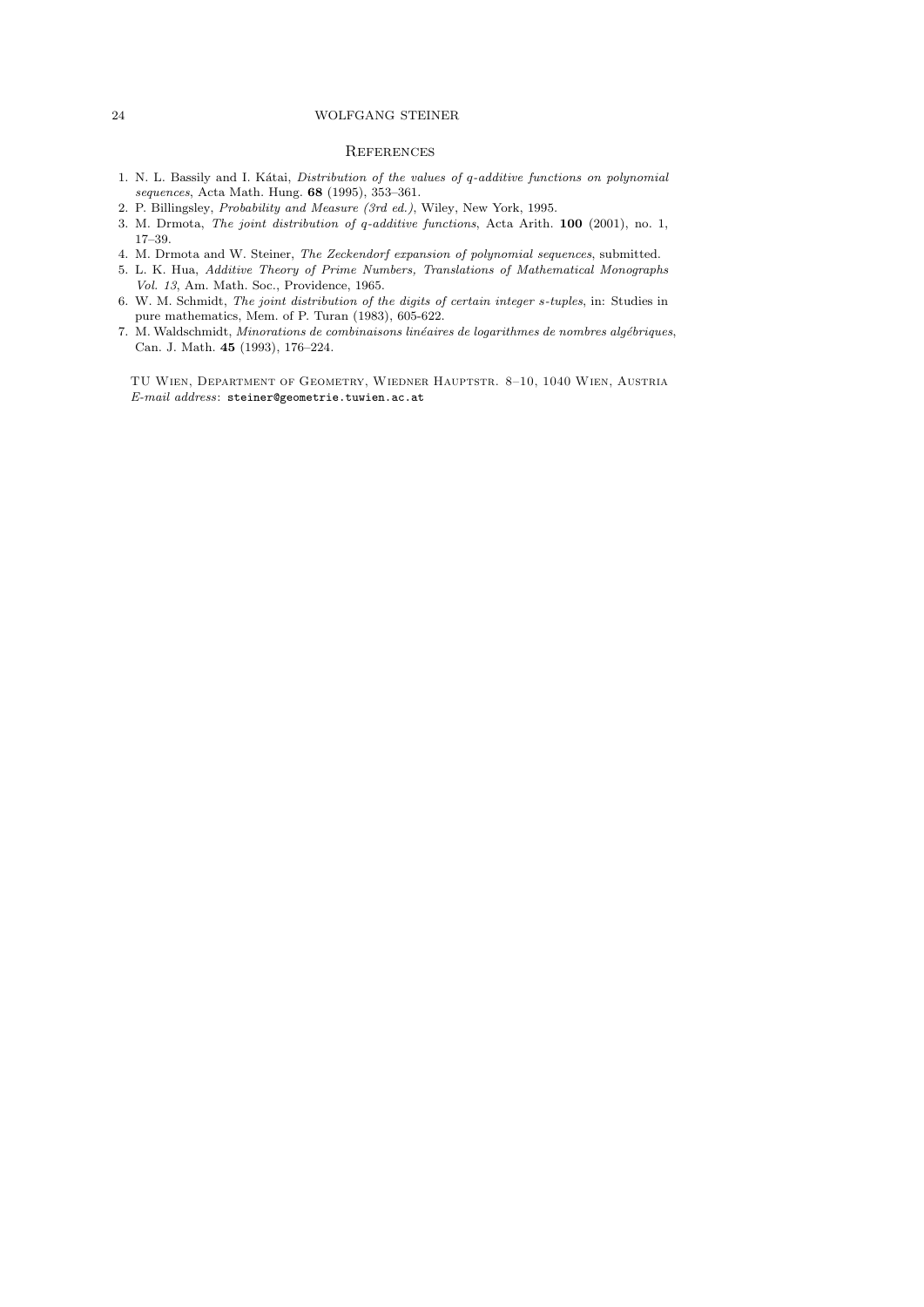## References

1. N. L. Bassily and I. Kátai, *Distribution of the values of q-additive functions on polynomial sequences*, Acta Math. Hung. **68** (1995), 353–361.
2. P. Billingsley, *Probability and Measure (3rd ed.)*, Wiley, New York, 1995.
3. M. Drmota, *The joint distribution of q-additive functions*, Acta Arith. **100** (2001), no. 1, 17–39.
4. M. Drmota and W. Steiner, *The Zeckendorf expansion of polynomial sequences*, submitted.
5. L. K. Hua, *Additive Theory of Prime Numbers, Translations of Mathematical Monographs Vol. 13*, Am. Math. Soc., Providence, 1965.
6. W. M. Schmidt, *The joint distribution of the digits of certain integer s-tuples*, in: Studies in pure mathematics, Mem. of P. Turan (1983), 605-622.
7. M. Waldschmidt, *Minorations de combinaisons linéaires de logarithmes de nombres algébriques*, Can. J. Math. **45** (1993), 176–224.

TU Wien, Department of Geometry, Wiedner Hauptstr. 8–10, 1040 Wien, Austria
*E-mail address*: steiner@geometrie.tuwien.ac.at